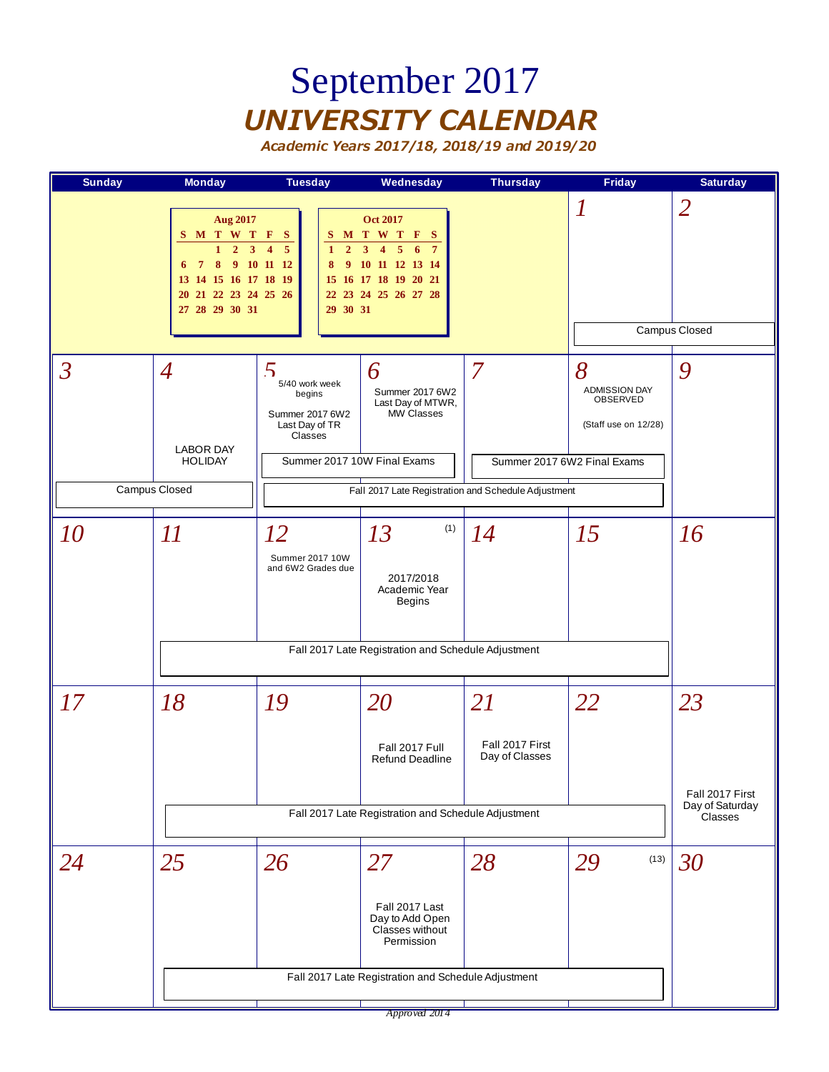# September 2017

## UNIVERSITY CALENDAR

### Academic Years 2017/18, 2018/19 and 2019/20

**Aug 2017**

| S | M | T | W | T | F | S |
|---|---|---|---|---|---|---|
| | | 1 | 2 | 3 | 4 | 5 |
| 6 | 7 | 8 | 9 | 10 | 11 | 12 |
| 13 | 14 | 15 | 16 | 17 | 18 | 19 |
| 20 | 21 | 22 | 23 | 24 | 25 | 26 |
| 27 | 28 | 29 | 30 | 31 | | |

**Oct 2017**

| S | M | T | W | T | F | S |
|---|---|---|---|---|---|---|
| 1 | 2 | 3 | 4 | 5 | 6 | 7 |
| 8 | 9 | 10 | 11 | 12 | 13 | 14 |
| 15 | 16 | 17 | 18 | 19 | 20 | 21 |
| 22 | 23 | 24 | 25 | 26 | 27 | 28 |
| 29 | 30 | 31 | | | | |

| Sunday | Monday | Tuesday | Wednesday | Thursday | Friday | Saturday |
|---|---|---|---|---|---|---|
| | | | | | 1 Campus Closed | 2 Campus Closed |
| 3 Campus Closed | 4 LABOR DAY HOLIDAY; Campus Closed | 5 5/40 work week begins; Summer 2017 6W2 Last Day of TR Classes; Summer 2017 10W Final Exams; Fall 2017 Late Registration and Schedule Adjustment | 6 Summer 2017 6W2 Last Day of MTWR, MW Classes; Summer 2017 10W Final Exams; Fall 2017 Late Registration and Schedule Adjustment | 7 Summer 2017 6W2 Final Exams; Fall 2017 Late Registration and Schedule Adjustment | 8 ADMISSION DAY OBSERVED (Staff use on 12/28); Summer 2017 6W2 Final Exams; Fall 2017 Late Registration and Schedule Adjustment | 9 |
| 10 | 11 Fall 2017 Late Registration and Schedule Adjustment | 12 Summer 2017 10W and 6W2 Grades due; Fall 2017 Late Registration and Schedule Adjustment | 13 (1) 2017/2018 Academic Year Begins; Fall 2017 Late Registration and Schedule Adjustment | 14 Fall 2017 Late Registration and Schedule Adjustment | 15 Fall 2017 Late Registration and Schedule Adjustment | 16 |
| 17 | 18 Fall 2017 Late Registration and Schedule Adjustment | 19 Fall 2017 Late Registration and Schedule Adjustment | 20 Fall 2017 Full Refund Deadline; Fall 2017 Late Registration and Schedule Adjustment | 21 Fall 2017 First Day of Classes; Fall 2017 Late Registration and Schedule Adjustment | 22 Fall 2017 Late Registration and Schedule Adjustment | 23 Fall 2017 First Day of Saturday Classes |
| 24 | 25 Fall 2017 Late Registration and Schedule Adjustment | 26 Fall 2017 Late Registration and Schedule Adjustment | 27 Fall 2017 Last Day to Add Open Classes without Permission; Fall 2017 Late Registration and Schedule Adjustment | 28 Fall 2017 Late Registration and Schedule Adjustment | 29 (13) Fall 2017 Late Registration and Schedule Adjustment | 30 |

Approved 2014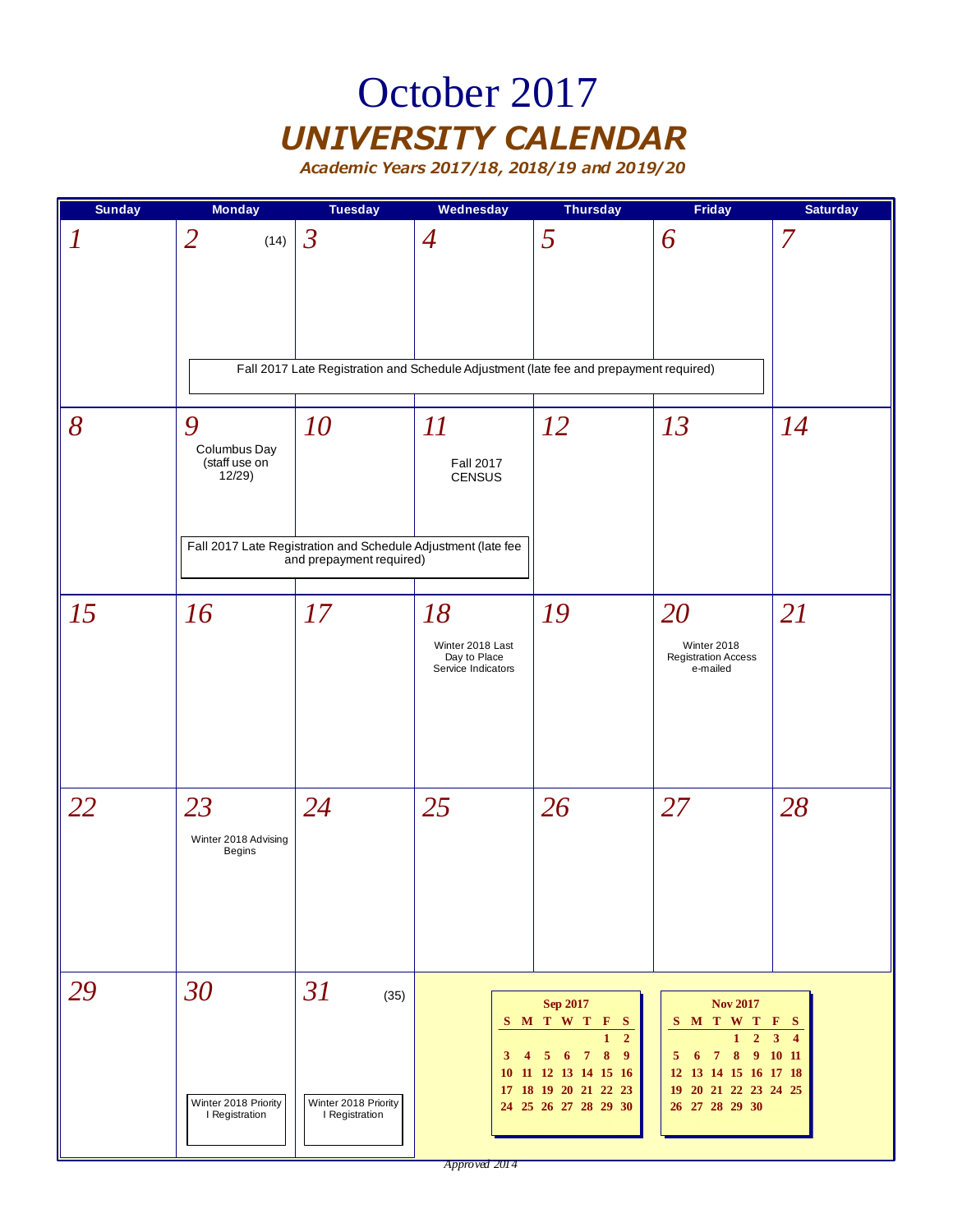# October 2017

## *UNIVERSITY CALENDAR*

***Academic Years 2017/18, 2018/19 and 2019/20***

| Sunday | Monday | Tuesday | Wednesday | Thursday | Friday | Saturday |
|---|---|---|---|---|---|---|
| 1 | 2 (14) | 3 | 4 | 5 | 6 | 7 |
| | Fall 2017 Late Registration and Schedule Adjustment (late fee and prepayment required) | Fall 2017 Late Registration and Schedule Adjustment (late fee and prepayment required) | Fall 2017 Late Registration and Schedule Adjustment (late fee and prepayment required) | Fall 2017 Late Registration and Schedule Adjustment (late fee and prepayment required) | Fall 2017 Late Registration and Schedule Adjustment (late fee and prepayment required) | |
| 8 | 9 Columbus Day (staff use on 12/29) | 10 | 11 Fall 2017 CENSUS | 12 | 13 | 14 |
| | Fall 2017 Late Registration and Schedule Adjustment (late fee and prepayment required) | Fall 2017 Late Registration and Schedule Adjustment (late fee and prepayment required) | Fall 2017 Late Registration and Schedule Adjustment (late fee and prepayment required) | | | |
| 15 | 16 | 17 | 18 Winter 2018 Last Day to Place Service Indicators | 19 | 20 Winter 2018 Registration Access e-mailed | 21 |
| 22 | 23 Winter 2018 Advising Begins | 24 | 25 | 26 | 27 | 28 |
| 29 | 30 Winter 2018 Priority I Registration | 31 (35) Winter 2018 Priority I Registration | | | | |

**Sep 2017**

| S | M | T | W | T | F | S |
|---|---|---|---|---|---|---|
| | | | | | 1 | 2 |
| 3 | 4 | 5 | 6 | 7 | 8 | 9 |
| 10 | 11 | 12 | 13 | 14 | 15 | 16 |
| 17 | 18 | 19 | 20 | 21 | 22 | 23 |
| 24 | 25 | 26 | 27 | 28 | 29 | 30 |

**Nov 2017**

| S | M | T | W | T | F | S |
|---|---|---|---|---|---|---|
| | | | 1 | 2 | 3 | 4 |
| 5 | 6 | 7 | 8 | 9 | 10 | 11 |
| 12 | 13 | 14 | 15 | 16 | 17 | 18 |
| 19 | 20 | 21 | 22 | 23 | 24 | 25 |
| 26 | 27 | 28 | 29 | 30 | | |

*Approved 2014*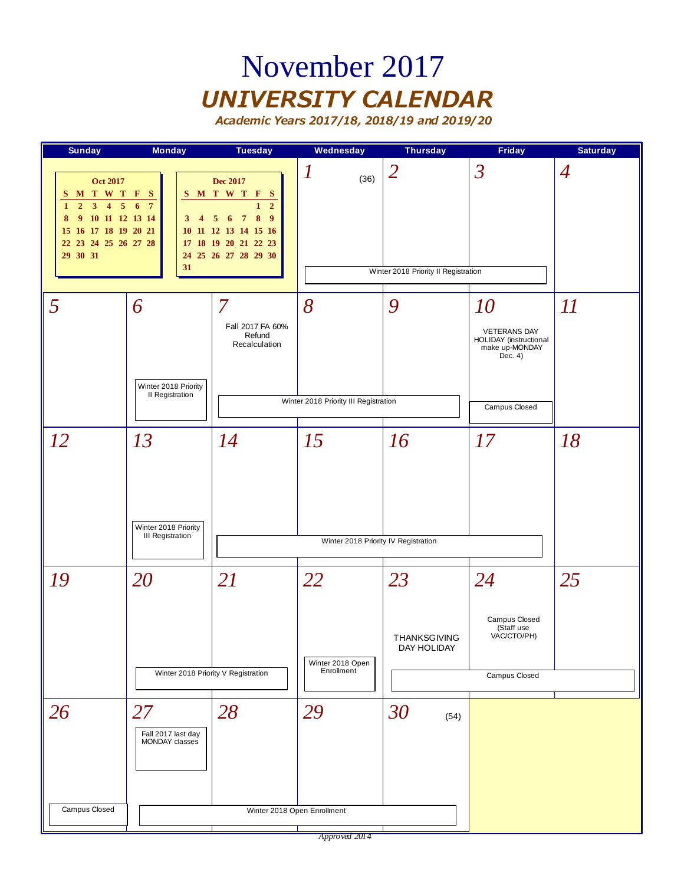# November 2017

## UNIVERSITY CALENDAR

### Academic Years 2017/18, 2018/19 and 2019/20

| Sunday | Monday | Tuesday | Wednesday | Thursday | Friday | Saturday |
|---|---|---|---|---|---|---|
| | | | 1 (36) | 2 | 3 | 4 |
| 5 | 6<br>Winter 2018 Priority II Registration | 7<br>Fall 2017 FA 60% Refund Recalculation | 8 | 9 | 10<br>VETERANS DAY HOLIDAY (instructional make up-MONDAY Dec. 4)<br>Campus Closed | 11 |
| 12 | 13<br>Winter 2018 Priority III Registration | 14 | 15 | 16 | 17 | 18 |
| 19 | 20 | 21 | 22<br>Winter 2018 Open Enrollment | 23<br>THANKSGIVING DAY HOLIDAY | 24<br>Campus Closed (Staff use VAC/CTO/PH) | 25 |
| 26<br>Campus Closed | 27<br>Fall 2017 last day MONDAY classes | 28 | 29 | 30 (54) | | |

Spanning events:
- Nov 1–3: Winter 2018 Priority II Registration
- Nov 7–9: Winter 2018 Priority III Registration
- Nov 14–17: Winter 2018 Priority IV Registration
- Nov 20–21: Winter 2018 Priority V Registration
- Nov 23–25: Campus Closed
- Nov 27–30: Winter 2018 Open Enrollment

**Oct 2017**

| S | M | T | W | T | F | S |
|---|---|---|---|---|---|---|
| 1 | 2 | 3 | 4 | 5 | 6 | 7 |
| 8 | 9 | 10 | 11 | 12 | 13 | 14 |
| 15 | 16 | 17 | 18 | 19 | 20 | 21 |
| 22 | 23 | 24 | 25 | 26 | 27 | 28 |
| 29 | 30 | 31 | | | | |

**Dec 2017**

| S | M | T | W | T | F | S |
|---|---|---|---|---|---|---|
| | | | | | 1 | 2 |
| 3 | 4 | 5 | 6 | 7 | 8 | 9 |
| 10 | 11 | 12 | 13 | 14 | 15 | 16 |
| 17 | 18 | 19 | 20 | 21 | 22 | 23 |
| 24 | 25 | 26 | 27 | 28 | 29 | 30 |
| 31 | | | | | | |

*Approved 2014*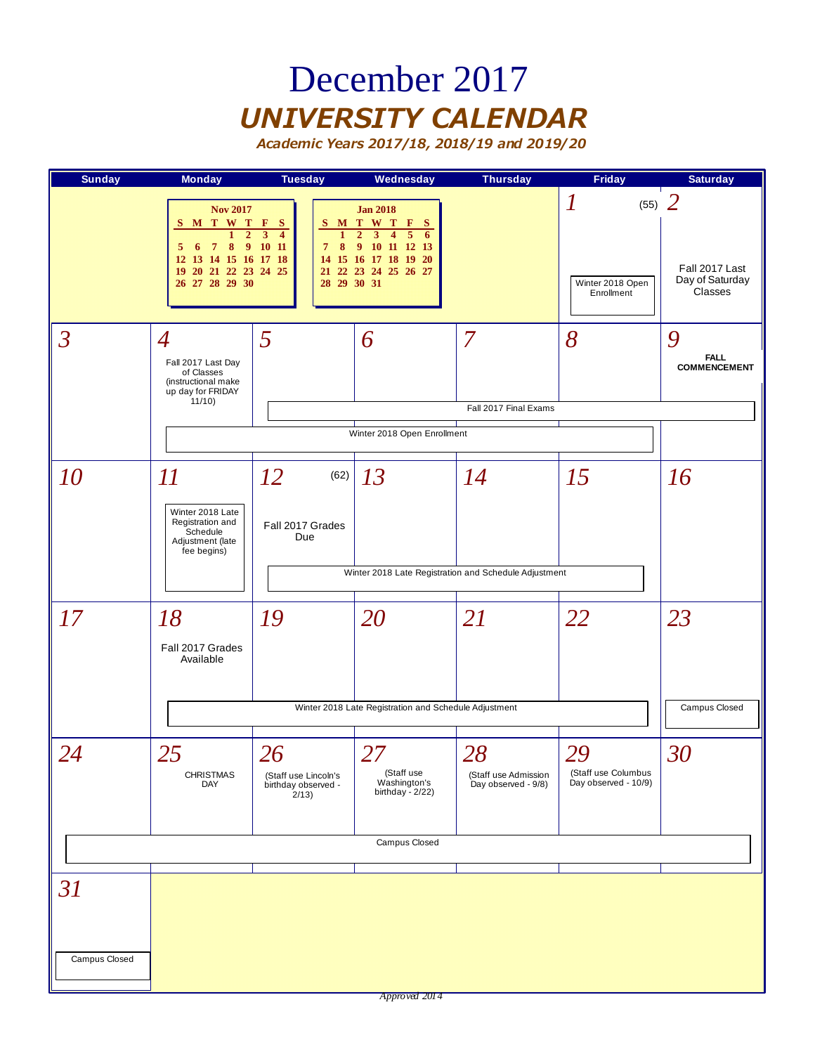# December 2017

## *UNIVERSITY CALENDAR*

***Academic Years 2017/18, 2018/19 and 2019/20***

| Sunday | Monday | Tuesday | Wednesday | Thursday | Friday | Saturday |
|---|---|---|---|---|---|---|
| | | | | | *1* (55)<br>Winter 2018 Open Enrollment | *2*<br>Fall 2017 Last Day of Saturday Classes |
| *3* | *4*<br>Fall 2017 Last Day of Classes (instructional make up day for FRIDAY 11/10)<br>Winter 2018 Open Enrollment | *5*<br>Fall 2017 Final Exams<br>Winter 2018 Open Enrollment | *6*<br>Fall 2017 Final Exams<br>Winter 2018 Open Enrollment | *7*<br>Fall 2017 Final Exams<br>Winter 2018 Open Enrollment | *8*<br>Fall 2017 Final Exams<br>Winter 2018 Open Enrollment | *9*<br>**FALL COMMENCEMENT**<br>Fall 2017 Final Exams |
| *10* | *11*<br>Winter 2018 Late Registration and Schedule Adjustment (late fee begins) | *12* (62)<br>Fall 2017 Grades Due<br>Winter 2018 Late Registration and Schedule Adjustment | *13*<br>Winter 2018 Late Registration and Schedule Adjustment | *14*<br>Winter 2018 Late Registration and Schedule Adjustment | *15*<br>Winter 2018 Late Registration and Schedule Adjustment | *16* |
| *17* | *18*<br>Fall 2017 Grades Available<br>Winter 2018 Late Registration and Schedule Adjustment | *19*<br>Winter 2018 Late Registration and Schedule Adjustment | *20*<br>Winter 2018 Late Registration and Schedule Adjustment | *21*<br>Winter 2018 Late Registration and Schedule Adjustment | *22*<br>Winter 2018 Late Registration and Schedule Adjustment | *23*<br>Campus Closed |
| *24*<br>Campus Closed | *25*<br>CHRISTMAS DAY<br>Campus Closed | *26*<br>(Staff use Lincoln's birthday observed - 2/13)<br>Campus Closed | *27*<br>(Staff use Washington's birthday - 2/22)<br>Campus Closed | *28*<br>(Staff use Admission Day observed - 9/8)<br>Campus Closed | *29*<br>(Staff use Columbus Day observed - 10/9)<br>Campus Closed | *30*<br>Campus Closed |
| *31*<br>Campus Closed | | | | | | |

**Nov 2017**

| S | M | T | W | T | F | S |
|---|---|---|---|---|---|---|
| | | | 1 | 2 | 3 | 4 |
| 5 | 6 | 7 | 8 | 9 | 10 | 11 |
| 12 | 13 | 14 | 15 | 16 | 17 | 18 |
| 19 | 20 | 21 | 22 | 23 | 24 | 25 |
| 26 | 27 | 28 | 29 | 30 | | |

**Jan 2018**

| S | M | T | W | T | F | S |
|---|---|---|---|---|---|---|
| | 1 | 2 | 3 | 4 | 5 | 6 |
| 7 | 8 | 9 | 10 | 11 | 12 | 13 |
| 14 | 15 | 16 | 17 | 18 | 19 | 20 |
| 21 | 22 | 23 | 24 | 25 | 26 | 27 |
| 28 | 29 | 30 | 31 | | | |

*Approved 2014*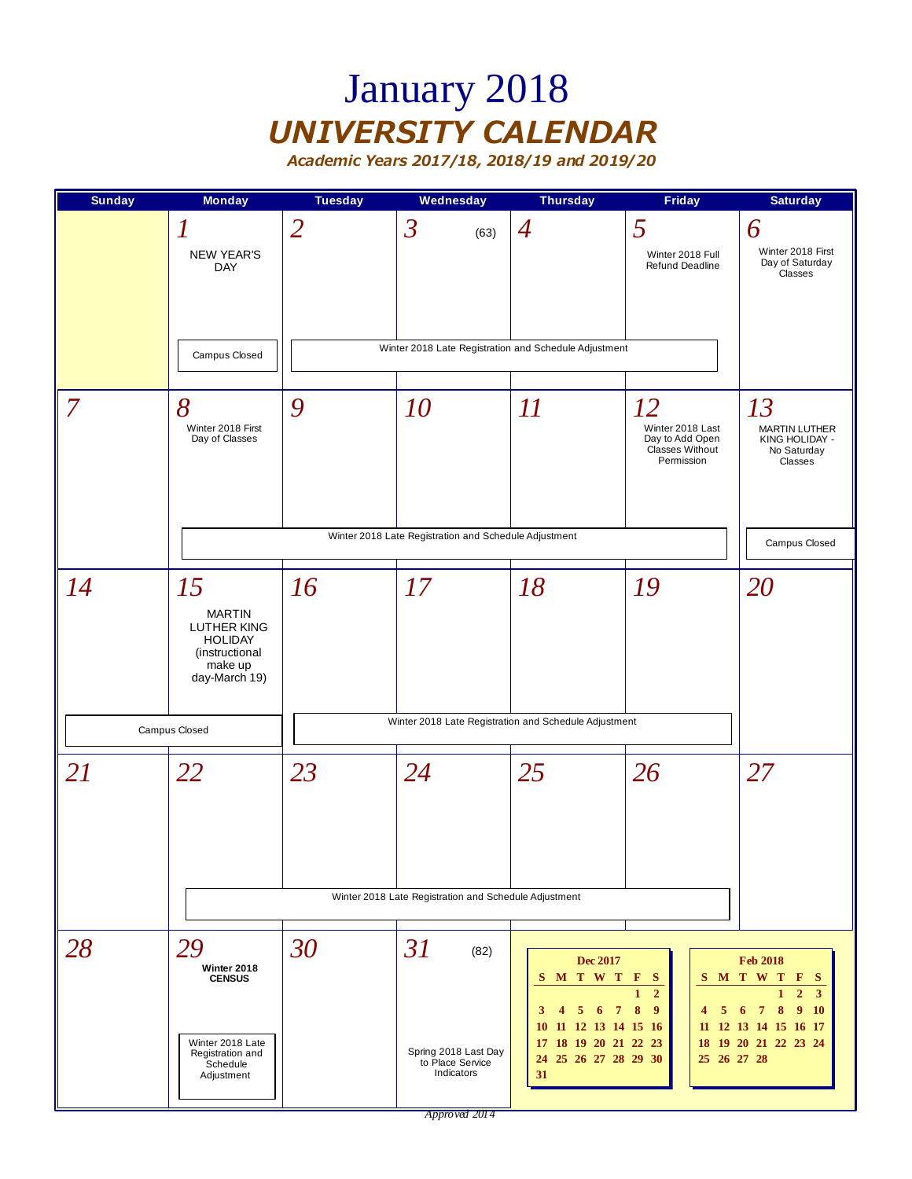# January 2018

## UNIVERSITY CALENDAR

### Academic Years 2017/18, 2018/19 and 2019/20

| Sunday | Monday | Tuesday | Wednesday | Thursday | Friday | Saturday |
|---|---|---|---|---|---|---|
| | 1 NEW YEAR'S DAY; Campus Closed | 2 Winter 2018 Late Registration and Schedule Adjustment | 3 (63) Winter 2018 Late Registration and Schedule Adjustment | 4 Winter 2018 Late Registration and Schedule Adjustment | 5 Winter 2018 Full Refund Deadline; Winter 2018 Late Registration and Schedule Adjustment | 6 Winter 2018 First Day of Saturday Classes |
| 7 | 8 Winter 2018 First Day of Classes; Winter 2018 Late Registration and Schedule Adjustment | 9 Winter 2018 Late Registration and Schedule Adjustment | 10 Winter 2018 Late Registration and Schedule Adjustment | 11 Winter 2018 Late Registration and Schedule Adjustment | 12 Winter 2018 Last Day to Add Open Classes Without Permission; Winter 2018 Late Registration and Schedule Adjustment | 13 MARTIN LUTHER KING HOLIDAY - No Saturday Classes; Campus Closed |
| 14 Campus Closed | 15 MARTIN LUTHER KING HOLIDAY (instructional make up day-March 19); Campus Closed | 16 Winter 2018 Late Registration and Schedule Adjustment | 17 Winter 2018 Late Registration and Schedule Adjustment | 18 Winter 2018 Late Registration and Schedule Adjustment | 19 Winter 2018 Late Registration and Schedule Adjustment | 20 |
| 21 | 22 Winter 2018 Late Registration and Schedule Adjustment | 23 Winter 2018 Late Registration and Schedule Adjustment | 24 Winter 2018 Late Registration and Schedule Adjustment | 25 Winter 2018 Late Registration and Schedule Adjustment | 26 Winter 2018 Late Registration and Schedule Adjustment | 27 |
| 28 | 29 **Winter 2018 CENSUS**; Winter 2018 Late Registration and Schedule Adjustment | 30 | 31 (82) Spring 2018 Last Day to Place Service Indicators | | | |

**Dec 2017**

| S | M | T | W | T | F | S |
|---|---|---|---|---|---|---|
| | | | | | 1 | 2 |
| 3 | 4 | 5 | 6 | 7 | 8 | 9 |
| 10 | 11 | 12 | 13 | 14 | 15 | 16 |
| 17 | 18 | 19 | 20 | 21 | 22 | 23 |
| 24 | 25 | 26 | 27 | 28 | 29 | 30 |
| 31 | | | | | | |

**Feb 2018**

| S | M | T | W | T | F | S |
|---|---|---|---|---|---|---|
| | | | | 1 | 2 | 3 |
| 4 | 5 | 6 | 7 | 8 | 9 | 10 |
| 11 | 12 | 13 | 14 | 15 | 16 | 17 |
| 18 | 19 | 20 | 21 | 22 | 23 | 24 |
| 25 | 26 | 27 | 28 | | | |

*Approved 2014*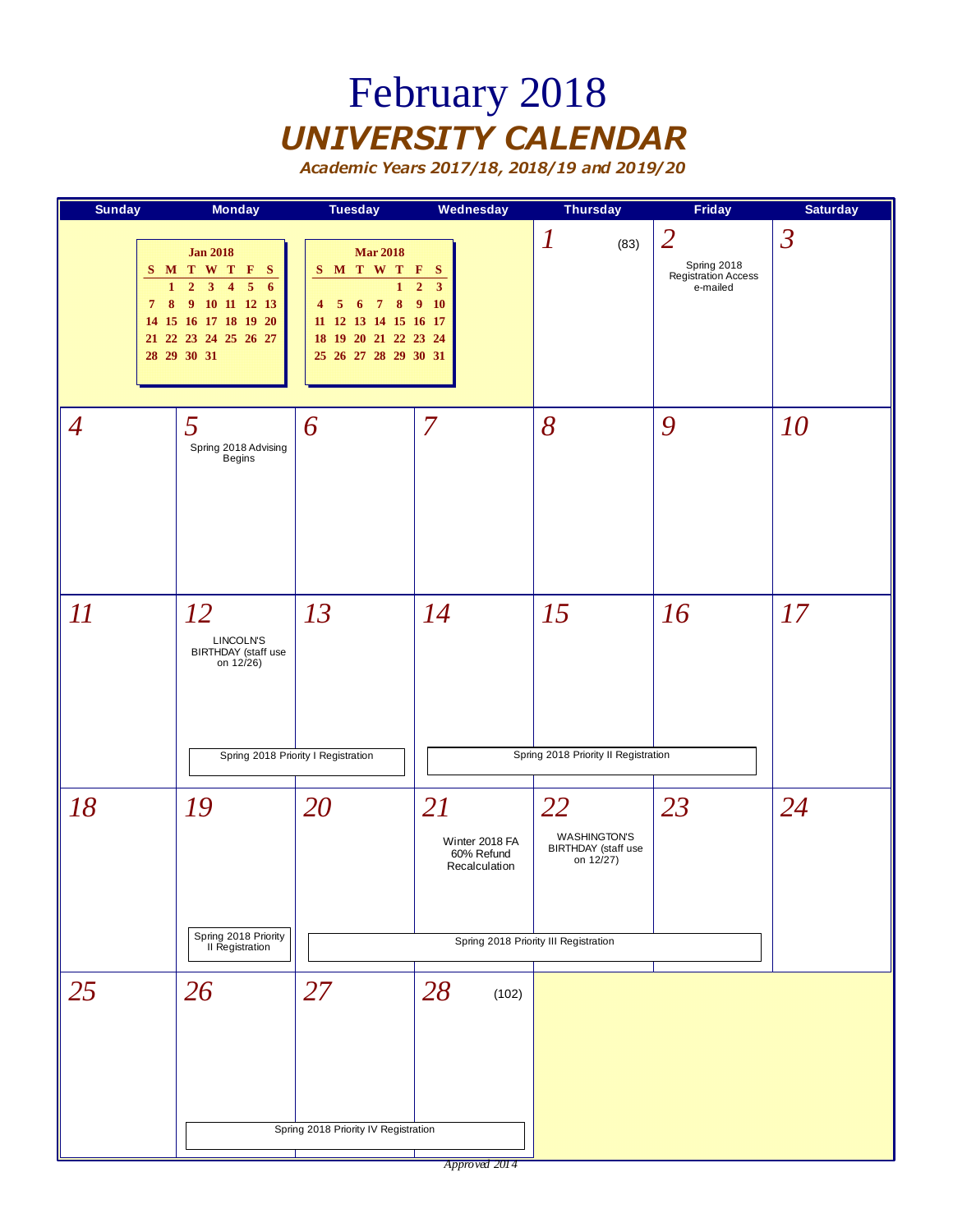# February 2018

## *UNIVERSITY CALENDAR*

***Academic Years 2017/18, 2018/19 and 2019/20***

**Jan 2018**

| S | M | T | W | T | F | S |
|---|---|---|---|---|---|---|
| | 1 | 2 | 3 | 4 | 5 | 6 |
| 7 | 8 | 9 | 10 | 11 | 12 | 13 |
| 14 | 15 | 16 | 17 | 18 | 19 | 20 |
| 21 | 22 | 23 | 24 | 25 | 26 | 27 |
| 28 | 29 | 30 | 31 | | | |

**Mar 2018**

| S | M | T | W | T | F | S |
|---|---|---|---|---|---|---|
| | | | | 1 | 2 | 3 |
| 4 | 5 | 6 | 7 | 8 | 9 | 10 |
| 11 | 12 | 13 | 14 | 15 | 16 | 17 |
| 18 | 19 | 20 | 21 | 22 | 23 | 24 |
| 25 | 26 | 27 | 28 | 29 | 30 | 31 |

| Sunday | Monday | Tuesday | Wednesday | Thursday | Friday | Saturday |
|---|---|---|---|---|---|---|
| | | | | 1 (83) | 2 Spring 2018 Registration Access e-mailed | 3 |
| 4 | 5 Spring 2018 Advising Begins | 6 | 7 | 8 | 9 | 10 |
| 11 | 12 LINCOLN'S BIRTHDAY (staff use on 12/26); Spring 2018 Priority I Registration | 13 Spring 2018 Priority I Registration | 14 Spring 2018 Priority II Registration | 15 Spring 2018 Priority II Registration | 16 Spring 2018 Priority II Registration | 17 |
| 18 | 19 Spring 2018 Priority II Registration | 20 Spring 2018 Priority III Registration | 21 Winter 2018 FA 60% Refund Recalculation; Spring 2018 Priority III Registration | 22 WASHINGTON'S BIRTHDAY (staff use on 12/27); Spring 2018 Priority III Registration | 23 Spring 2018 Priority III Registration | 24 |
| 25 | 26 Spring 2018 Priority IV Registration | 27 Spring 2018 Priority IV Registration | 28 (102) Spring 2018 Priority IV Registration | | | |

*Approved 2014*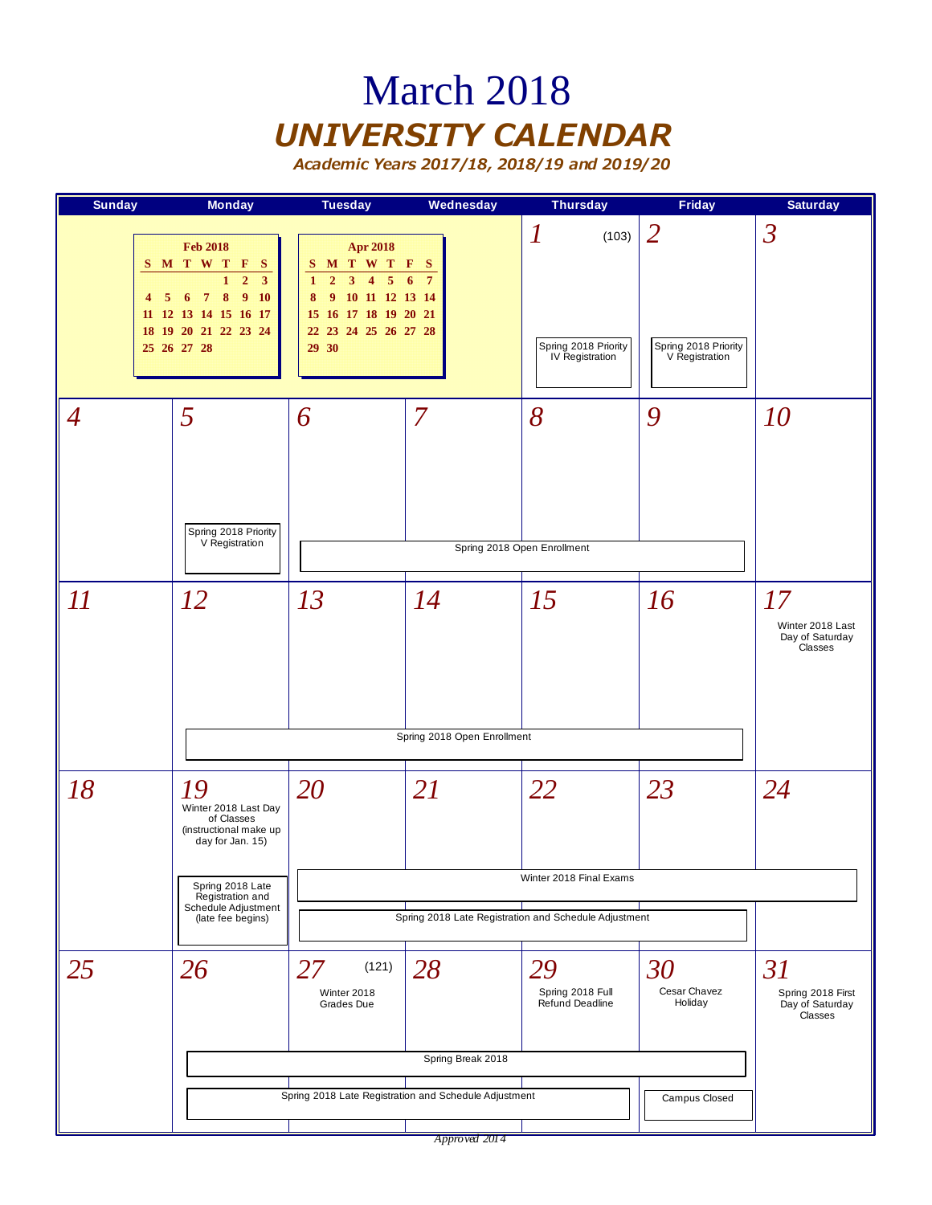# March 2018

## *UNIVERSITY CALENDAR*

***Academic Years 2017/18, 2018/19 and 2019/20***

| Sunday | Monday | Tuesday | Wednesday | Thursday | Friday | Saturday |
|---|---|---|---|---|---|---|
| | | | | 1 (103)<br>Spring 2018 Priority IV Registration | 2<br>Spring 2018 Priority V Registration | 3 |
| 4 | 5<br>Spring 2018 Priority V Registration | 6<br>Spring 2018 Open Enrollment | 7<br>Spring 2018 Open Enrollment | 8<br>Spring 2018 Open Enrollment | 9<br>Spring 2018 Open Enrollment | 10 |
| 11 | 12<br>Spring 2018 Open Enrollment | 13<br>Spring 2018 Open Enrollment | 14<br>Spring 2018 Open Enrollment | 15<br>Spring 2018 Open Enrollment | 16<br>Spring 2018 Open Enrollment | 17<br>Winter 2018 Last Day of Saturday Classes |
| 18 | 19<br>Winter 2018 Last Day of Classes (instructional make up day for Jan. 15)<br>Spring 2018 Late Registration and Schedule Adjustment (late fee begins) | 20<br>Winter 2018 Final Exams<br>Spring 2018 Late Registration and Schedule Adjustment | 21<br>Winter 2018 Final Exams<br>Spring 2018 Late Registration and Schedule Adjustment | 22<br>Winter 2018 Final Exams<br>Spring 2018 Late Registration and Schedule Adjustment | 23<br>Winter 2018 Final Exams<br>Spring 2018 Late Registration and Schedule Adjustment | 24<br>Winter 2018 Final Exams |
| 25 | 26<br>Spring Break 2018<br>Spring 2018 Late Registration and Schedule Adjustment | 27 (121)<br>Winter 2018 Grades Due<br>Spring Break 2018<br>Spring 2018 Late Registration and Schedule Adjustment | 28<br>Spring Break 2018<br>Spring 2018 Late Registration and Schedule Adjustment | 29<br>Spring 2018 Full Refund Deadline<br>Spring Break 2018 | 30<br>Cesar Chavez Holiday<br>Spring Break 2018<br>Campus Closed | 31<br>Spring 2018 First Day of Saturday Classes |

**Feb 2018**

| S | M | T | W | T | F | S |
|---|---|---|---|---|---|---|
| | | | | 1 | 2 | 3 |
| 4 | 5 | 6 | 7 | 8 | 9 | 10 |
| 11 | 12 | 13 | 14 | 15 | 16 | 17 |
| 18 | 19 | 20 | 21 | 22 | 23 | 24 |
| 25 | 26 | 27 | 28 | | | |

**Apr 2018**

| S | M | T | W | T | F | S |
|---|---|---|---|---|---|---|
| 1 | 2 | 3 | 4 | 5 | 6 | 7 |
| 8 | 9 | 10 | 11 | 12 | 13 | 14 |
| 15 | 16 | 17 | 18 | 19 | 20 | 21 |
| 22 | 23 | 24 | 25 | 26 | 27 | 28 |
| 29 | 30 | | | | | |

*Approved 2014*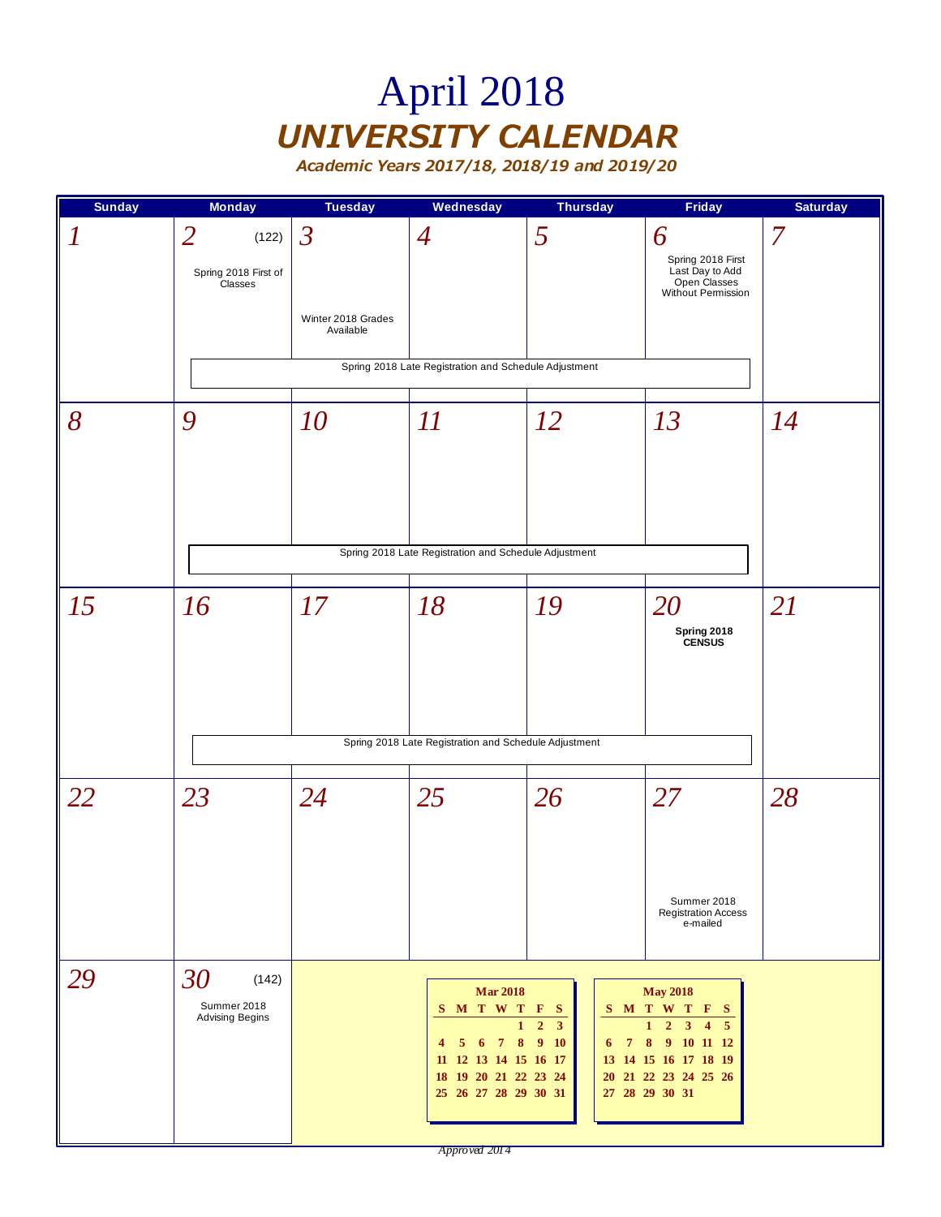# April 2018

## UNIVERSITY CALENDAR

### Academic Years 2017/18, 2018/19 and 2019/20

| Sunday | Monday | Tuesday | Wednesday | Thursday | Friday | Saturday |
|---|---|---|---|---|---|---|
| 1 | 2 (122) Spring 2018 First of Classes | 3 Winter 2018 Grades Available | 4 | 5 | 6 Spring 2018 First Last Day to Add Open Classes Without Permission | 7 |
| | Spring 2018 Late Registration and Schedule Adjustment | | | | | |
| 8 | 9 | 10 | 11 | 12 | 13 | 14 |
| | Spring 2018 Late Registration and Schedule Adjustment | | | | | |
| 15 | 16 | 17 | 18 | 19 | 20 **Spring 2018 CENSUS** | 21 |
| | Spring 2018 Late Registration and Schedule Adjustment | | | | | |
| 22 | 23 | 24 | 25 | 26 | 27 Summer 2018 Registration Access e-mailed | 28 |
| 29 | 30 (142) Summer 2018 Advising Begins | | | | | |

**Mar 2018**

| S | M | T | W | T | F | S |
|---|---|---|---|---|---|---|
| | | | | 1 | 2 | 3 |
| 4 | 5 | 6 | 7 | 8 | 9 | 10 |
| 11 | 12 | 13 | 14 | 15 | 16 | 17 |
| 18 | 19 | 20 | 21 | 22 | 23 | 24 |
| 25 | 26 | 27 | 28 | 29 | 30 | 31 |

**May 2018**

| S | M | T | W | T | F | S |
|---|---|---|---|---|---|---|
| | | 1 | 2 | 3 | 4 | 5 |
| 6 | 7 | 8 | 9 | 10 | 11 | 12 |
| 13 | 14 | 15 | 16 | 17 | 18 | 19 |
| 20 | 21 | 22 | 23 | 24 | 25 | 26 |
| 27 | 28 | 29 | 30 | 31 | | |

*Approved 2014*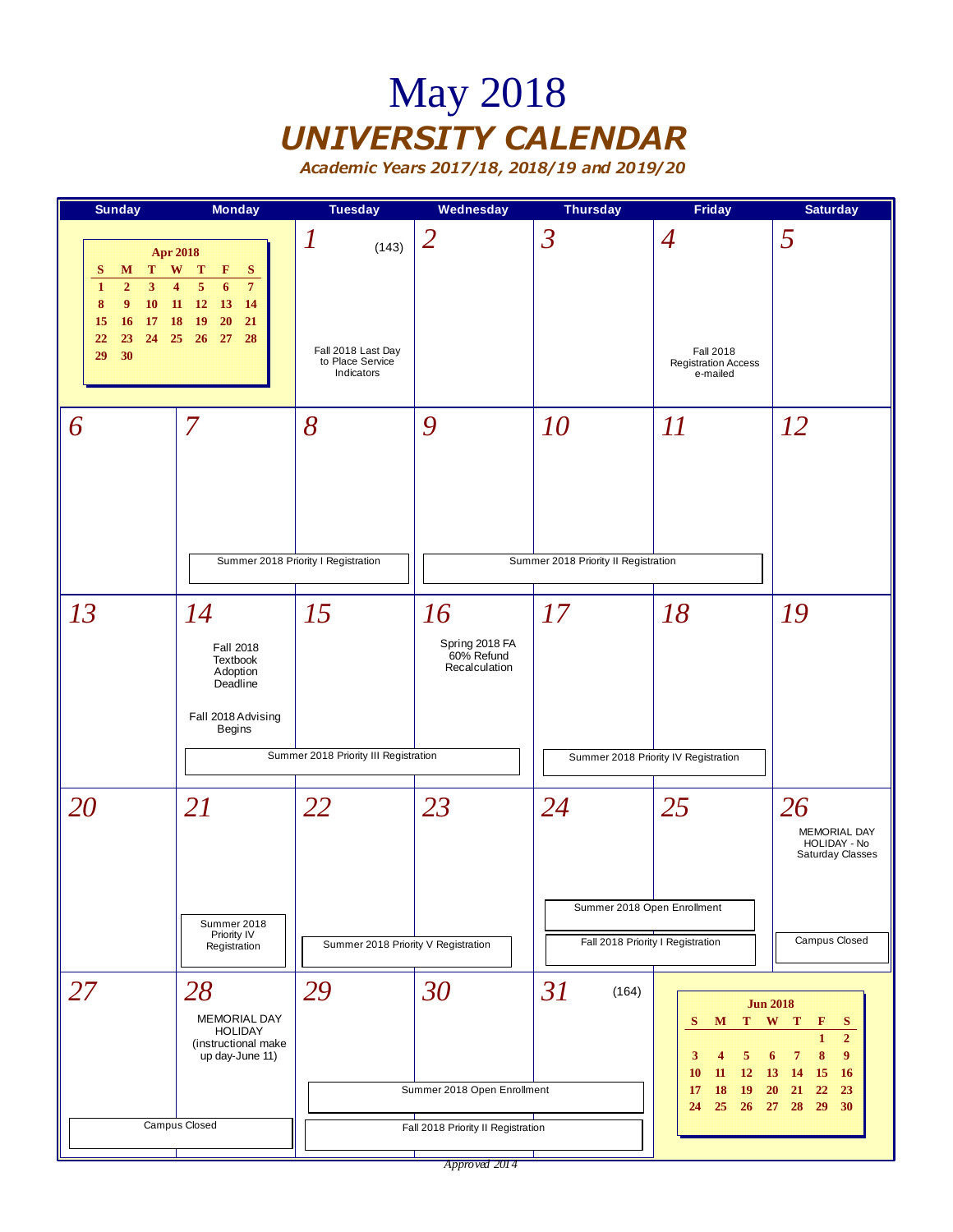# May 2018

## UNIVERSITY CALENDAR

*Academic Years 2017/18, 2018/19 and 2019/20*

| Sunday | Monday | Tuesday | Wednesday | Thursday | Friday | Saturday |
|---|---|---|---|---|---|---|
| Apr 2018 mini-calendar | | 1 (143) Fall 2018 Last Day to Place Service Indicators | 2 | 3 | 4 Fall 2018 Registration Access e-mailed | 5 |
| 6 | 7 Summer 2018 Priority I Registration | 8 Summer 2018 Priority I Registration | 9 Summer 2018 Priority II Registration | 10 Summer 2018 Priority II Registration | 11 Summer 2018 Priority II Registration | 12 |
| 13 | 14 Fall 2018 Textbook Adoption Deadline; Fall 2018 Advising Begins; Summer 2018 Priority III Registration | 15 Summer 2018 Priority III Registration | 16 Spring 2018 FA 60% Refund Recalculation; Summer 2018 Priority III Registration | 17 Summer 2018 Priority IV Registration | 18 Summer 2018 Priority IV Registration | 19 |
| 20 | 21 Summer 2018 Priority IV Registration | 22 Summer 2018 Priority V Registration | 23 Summer 2018 Priority V Registration | 24 Summer 2018 Open Enrollment; Fall 2018 Priority I Registration | 25 Summer 2018 Open Enrollment; Fall 2018 Priority I Registration | 26 MEMORIAL DAY HOLIDAY - No Saturday Classes; Campus Closed |
| 27 Campus Closed | 28 MEMORIAL DAY HOLIDAY (instructional make up day-June 11); Campus Closed | 29 Summer 2018 Open Enrollment; Fall 2018 Priority II Registration | 30 Summer 2018 Open Enrollment; Fall 2018 Priority II Registration | 31 (164) Summer 2018 Open Enrollment; Fall 2018 Priority II Registration | Jun 2018 mini-calendar | |

**Apr 2018**

| S | M | T | W | T | F | S |
|---|---|---|---|---|---|---|
| 1 | 2 | 3 | 4 | 5 | 6 | 7 |
| 8 | 9 | 10 | 11 | 12 | 13 | 14 |
| 15 | 16 | 17 | 18 | 19 | 20 | 21 |
| 22 | 23 | 24 | 25 | 26 | 27 | 28 |
| 29 | 30 | | | | | |

**Jun 2018**

| S | M | T | W | T | F | S |
|---|---|---|---|---|---|---|
| | | | | | 1 | 2 |
| 3 | 4 | 5 | 6 | 7 | 8 | 9 |
| 10 | 11 | 12 | 13 | 14 | 15 | 16 |
| 17 | 18 | 19 | 20 | 21 | 22 | 23 |
| 24 | 25 | 26 | 27 | 28 | 29 | 30 |

*Approved 2014*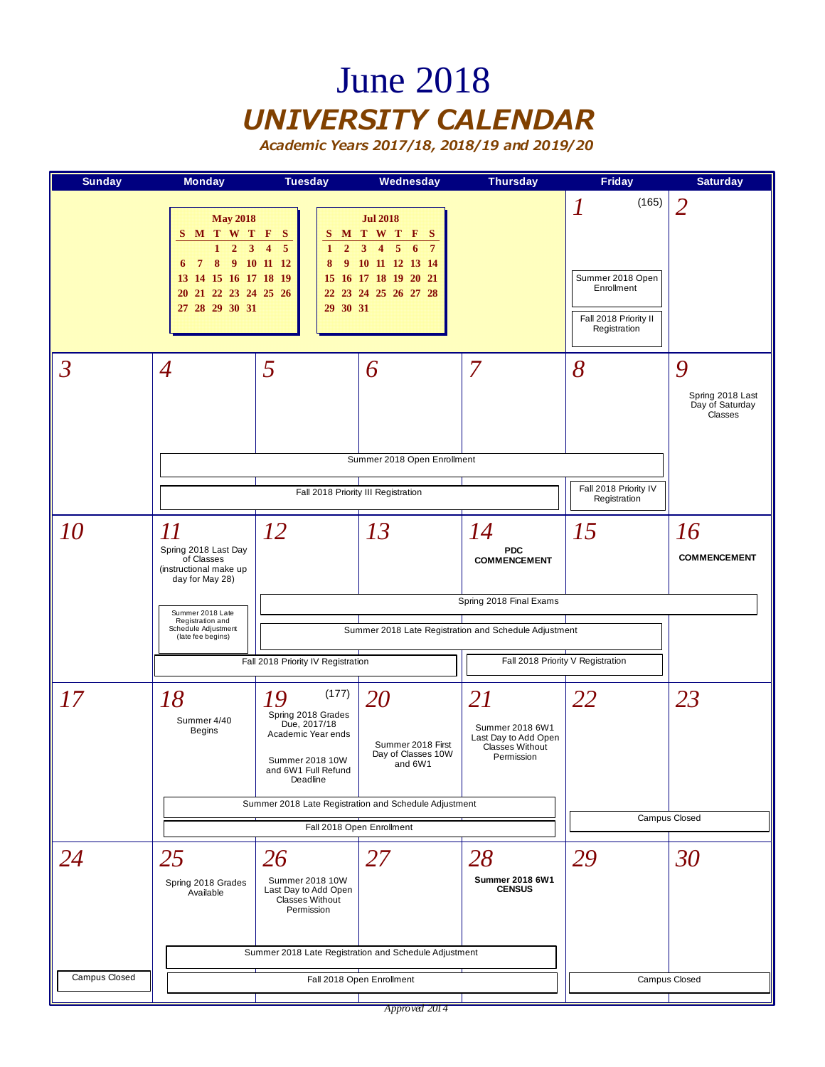# June 2018

## UNIVERSITY CALENDAR

### Academic Years 2017/18, 2018/19 and 2019/20

**May 2018**

| S | M | T | W | T | F | S |
|---|---|---|---|---|---|---|
| | | 1 | 2 | 3 | 4 | 5 |
| 6 | 7 | 8 | 9 | 10 | 11 | 12 |
| 13 | 14 | 15 | 16 | 17 | 18 | 19 |
| 20 | 21 | 22 | 23 | 24 | 25 | 26 |
| 27 | 28 | 29 | 30 | 31 | | |

**Jul 2018**

| S | M | T | W | T | F | S |
|---|---|---|---|---|---|---|
| 1 | 2 | 3 | 4 | 5 | 6 | 7 |
| 8 | 9 | 10 | 11 | 12 | 13 | 14 |
| 15 | 16 | 17 | 18 | 19 | 20 | 21 |
| 22 | 23 | 24 | 25 | 26 | 27 | 28 |
| 29 | 30 | 31 | | | | |

| Sunday | Monday | Tuesday | Wednesday | Thursday | Friday | Saturday |
|---|---|---|---|---|---|---|
| | | | | | 1 (165) Summer 2018 Open Enrollment; Fall 2018 Priority II Registration | 2 |
| 3 | 4 | 5 | 6 | 7 | 8 | 9 Spring 2018 Last Day of Saturday Classes |
| 10 | 11 Spring 2018 Last Day of Classes (instructional make up day for May 28); Summer 2018 Late Registration and Schedule Adjustment (late fee begins) | 12 | 13 | 14 **PDC COMMENCEMENT** | 15 | 16 **COMMENCEMENT** |
| 17 | 18 Summer 4/40 Begins | 19 (177) Spring 2018 Grades Due, 2017/18 Academic Year ends; Summer 2018 10W and 6W1 Full Refund Deadline | 20 Summer 2018 First Day of Classes 10W and 6W1 | 21 Summer 2018 6W1 Last Day to Add Open Classes Without Permission | 22 Campus Closed | 23 Campus Closed |
| 24 Campus Closed | 25 Spring 2018 Grades Available | 26 Summer 2018 10W Last Day to Add Open Classes Without Permission | 27 | 28 **Summer 2018 6W1 CENSUS** | 29 Campus Closed | 30 Campus Closed |

Multi-day events:

- June 4–8: Summer 2018 Open Enrollment
- June 4–7: Fall 2018 Priority III Registration
- June 8: Fall 2018 Priority IV Registration
- June 11–12: Fall 2018 Priority IV Registration
- June 12–16: Spring 2018 Final Exams
- June 12–15: Summer 2018 Late Registration and Schedule Adjustment
- June 14–15: Fall 2018 Priority V Registration
- June 18–21: Summer 2018 Late Registration and Schedule Adjustment
- June 18–21: Fall 2018 Open Enrollment
- June 25–28: Summer 2018 Late Registration and Schedule Adjustment
- June 25–28: Fall 2018 Open Enrollment

*Approved 2014*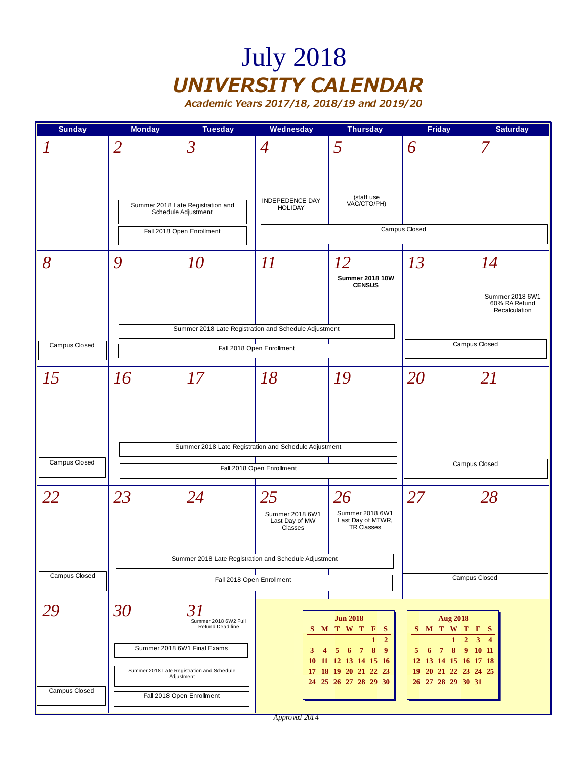# July 2018

## UNIVERSITY CALENDAR

### Academic Years 2017/18, 2018/19 and 2019/20

| Sunday | Monday | Tuesday | Wednesday | Thursday | Friday | Saturday |
|---|---|---|---|---|---|---|
| 1 | 2<br>Summer 2018 Late Registration and Schedule Adjustment<br>Fall 2018 Open Enrollment | 3<br>Summer 2018 Late Registration and Schedule Adjustment<br>Fall 2018 Open Enrollment | 4<br>INDEPEDENCE DAY HOLIDAY<br>Campus Closed | 5<br>(staff use VAC/CTO/PH)<br>Campus Closed | 6<br>Campus Closed | 7<br>Campus Closed |
| 8<br>Campus Closed | 9<br>Summer 2018 Late Registration and Schedule Adjustment<br>Fall 2018 Open Enrollment | 10<br>Summer 2018 Late Registration and Schedule Adjustment<br>Fall 2018 Open Enrollment | 11<br>Summer 2018 Late Registration and Schedule Adjustment<br>Fall 2018 Open Enrollment | 12<br>**Summer 2018 10W CENSUS**<br>Summer 2018 Late Registration and Schedule Adjustment<br>Fall 2018 Open Enrollment | 13<br>Campus Closed | 14<br>Summer 2018 6W1 60% RA Refund Recalculation<br>Campus Closed |
| 15<br>Campus Closed | 16<br>Summer 2018 Late Registration and Schedule Adjustment<br>Fall 2018 Open Enrollment | 17<br>Summer 2018 Late Registration and Schedule Adjustment<br>Fall 2018 Open Enrollment | 18<br>Summer 2018 Late Registration and Schedule Adjustment<br>Fall 2018 Open Enrollment | 19<br>Summer 2018 Late Registration and Schedule Adjustment<br>Fall 2018 Open Enrollment | 20<br>Campus Closed | 21<br>Campus Closed |
| 22<br>Campus Closed | 23<br>Summer 2018 Late Registration and Schedule Adjustment<br>Fall 2018 Open Enrollment | 24<br>Summer 2018 Late Registration and Schedule Adjustment<br>Fall 2018 Open Enrollment | 25<br>Summer 2018 6W1 Last Day of MW Classes<br>Summer 2018 Late Registration and Schedule Adjustment<br>Fall 2018 Open Enrollment | 26<br>Summer 2018 6W1 Last Day of MTWR, TR Classes<br>Summer 2018 Late Registration and Schedule Adjustment<br>Fall 2018 Open Enrollment | 27<br>Campus Closed | 28<br>Campus Closed |
| 29<br>Campus Closed | 30<br>Summer 2018 6W1 Final Exams<br>Summer 2018 Late Registration and Schedule Adjustment<br>Fall 2018 Open Enrollment | 31<br>Summer 2018 6W2 Full Refund Deadline<br>Summer 2018 6W1 Final Exams<br>Summer 2018 Late Registration and Schedule Adjustment<br>Fall 2018 Open Enrollment | | | | |

**Jun 2018**

| S | M | T | W | T | F | S |
|---|---|---|---|---|---|---|
| | | | | | 1 | 2 |
| 3 | 4 | 5 | 6 | 7 | 8 | 9 |
| 10 | 11 | 12 | 13 | 14 | 15 | 16 |
| 17 | 18 | 19 | 20 | 21 | 22 | 23 |
| 24 | 25 | 26 | 27 | 28 | 29 | 30 |

**Aug 2018**

| S | M | T | W | T | F | S |
|---|---|---|---|---|---|---|
| | | | 1 | 2 | 3 | 4 |
| 5 | 6 | 7 | 8 | 9 | 10 | 11 |
| 12 | 13 | 14 | 15 | 16 | 17 | 18 |
| 19 | 20 | 21 | 22 | 23 | 24 | 25 |
| 26 | 27 | 28 | 29 | 30 | 31 | |

*Approved 2014*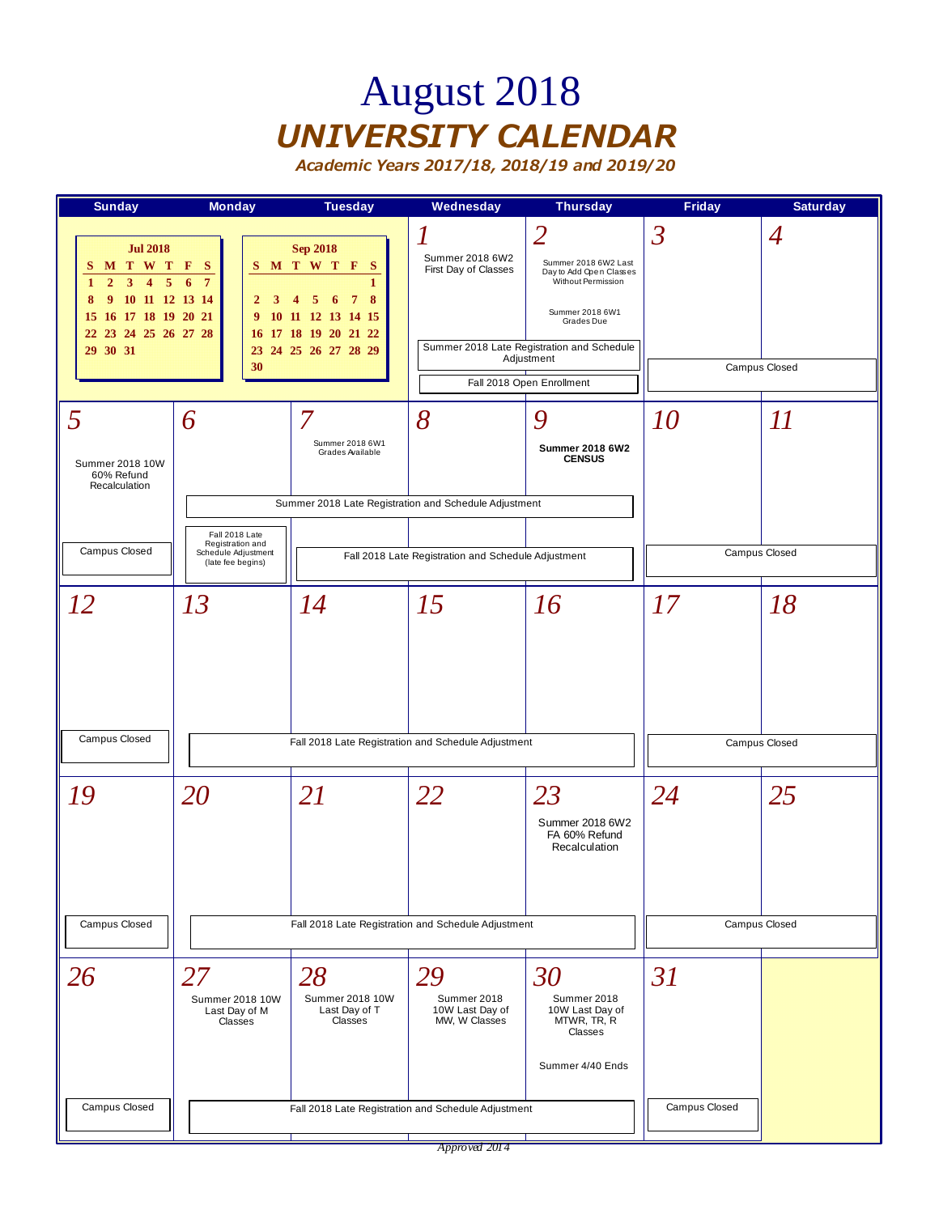# August 2018

## UNIVERSITY CALENDAR

### Academic Years 2017/18, 2018/19 and 2019/20

| Sunday | Monday | Tuesday | Wednesday | Thursday | Friday | Saturday |
|---|---|---|---|---|---|---|
| **Jul 2018** S M T W T F S / 1 2 3 4 5 6 7 / 8 9 10 11 12 13 14 / 15 16 17 18 19 20 21 / 22 23 24 25 26 27 28 / 29 30 31 | | **Sep 2018** S M T W T F S / 1 / 2 3 4 5 6 7 8 / 9 10 11 12 13 14 15 / 16 17 18 19 20 21 22 / 23 24 25 26 27 28 29 / 30 | **1** Summer 2018 6W2 First Day of Classes; Summer 2018 Late Registration and Schedule Adjustment; Fall 2018 Open Enrollment | **2** Summer 2018 6W2 Last Day to Add Open Classes Without Permission; Summer 2018 6W1 Grades Due; Summer 2018 Late Registration and Schedule Adjustment; Fall 2018 Open Enrollment | **3** Campus Closed | **4** Campus Closed |
| **5** Summer 2018 10W 60% Refund Recalculation; Campus Closed | **6** Summer 2018 Late Registration and Schedule Adjustment; Fall 2018 Late Registration and Schedule Adjustment (late fee begins) | **7** Summer 2018 6W1 Grades Available; Summer 2018 Late Registration and Schedule Adjustment; Fall 2018 Late Registration and Schedule Adjustment | **8** Summer 2018 Late Registration and Schedule Adjustment; Fall 2018 Late Registration and Schedule Adjustment | **9** Summer 2018 6W2 CENSUS; Summer 2018 Late Registration and Schedule Adjustment; Fall 2018 Late Registration and Schedule Adjustment | **10** Campus Closed | **11** Campus Closed |
| **12** Campus Closed | **13** Fall 2018 Late Registration and Schedule Adjustment | **14** Fall 2018 Late Registration and Schedule Adjustment | **15** Fall 2018 Late Registration and Schedule Adjustment | **16** Fall 2018 Late Registration and Schedule Adjustment | **17** Campus Closed | **18** Campus Closed |
| **19** Campus Closed | **20** Fall 2018 Late Registration and Schedule Adjustment | **21** Fall 2018 Late Registration and Schedule Adjustment | **22** Fall 2018 Late Registration and Schedule Adjustment | **23** Summer 2018 6W2 FA 60% Refund Recalculation; Fall 2018 Late Registration and Schedule Adjustment | **24** Campus Closed | **25** Campus Closed |
| **26** Campus Closed | **27** Summer 2018 10W Last Day of M Classes; Fall 2018 Late Registration and Schedule Adjustment | **28** Summer 2018 10W Last Day of T Classes; Fall 2018 Late Registration and Schedule Adjustment | **29** Summer 2018 10W Last Day of MW, W Classes; Fall 2018 Late Registration and Schedule Adjustment | **30** Summer 2018 10W Last Day of MTWR, TR, R Classes; Summer 4/40 Ends; Fall 2018 Late Registration and Schedule Adjustment | **31** Campus Closed | |

*Approved 2014*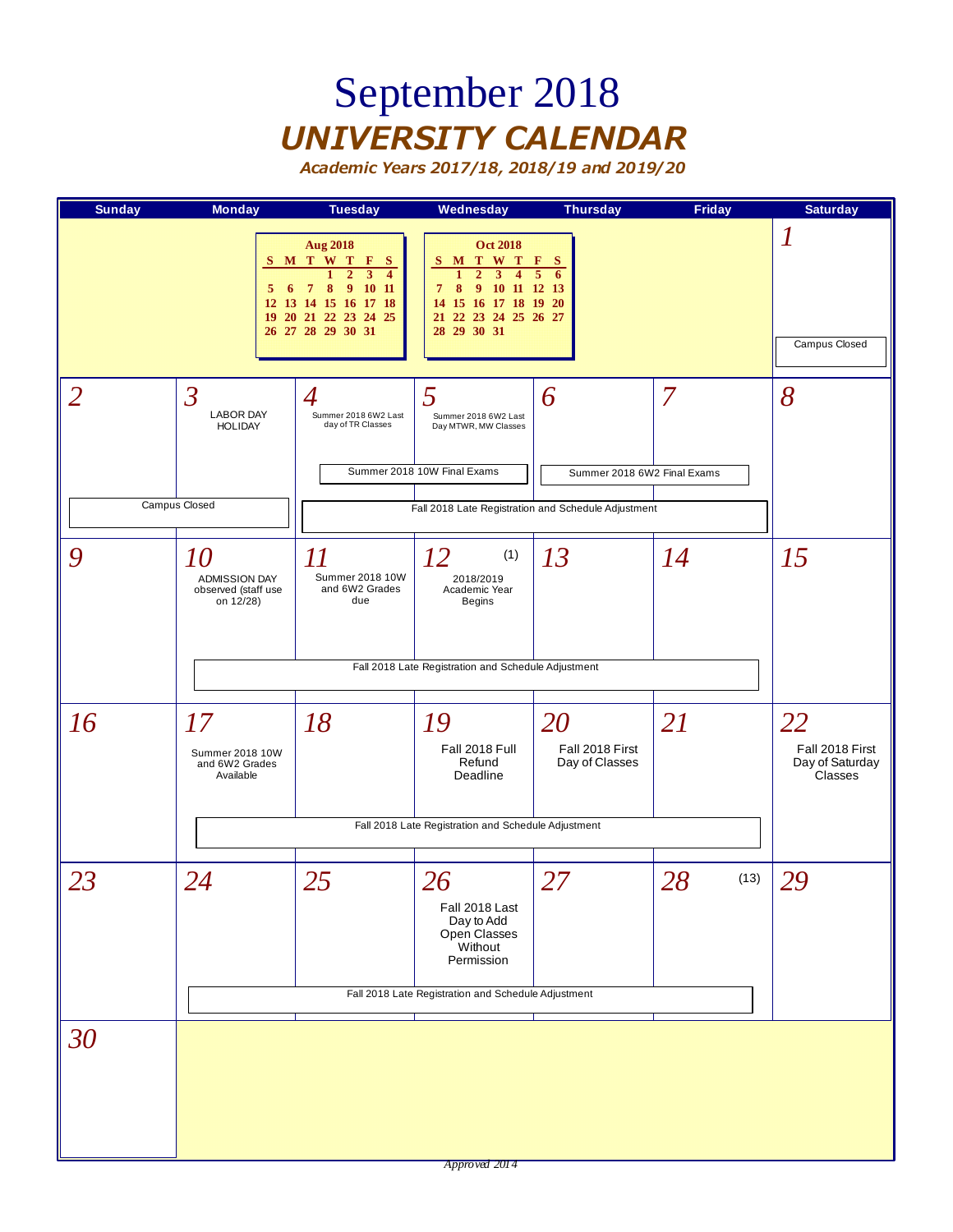# September 2018

## *UNIVERSITY CALENDAR*

***Academic Years 2017/18, 2018/19 and 2019/20***

**Aug 2018**

| S | M | T | W | T | F | S |
|---|---|---|---|---|---|---|
| | | | 1 | 2 | 3 | 4 |
| 5 | 6 | 7 | 8 | 9 | 10 | 11 |
| 12 | 13 | 14 | 15 | 16 | 17 | 18 |
| 19 | 20 | 21 | 22 | 23 | 24 | 25 |
| 26 | 27 | 28 | 29 | 30 | 31 | |

**Oct 2018**

| S | M | T | W | T | F | S |
|---|---|---|---|---|---|---|
| | 1 | 2 | 3 | 4 | 5 | 6 |
| 7 | 8 | 9 | 10 | 11 | 12 | 13 |
| 14 | 15 | 16 | 17 | 18 | 19 | 20 |
| 21 | 22 | 23 | 24 | 25 | 26 | 27 |
| 28 | 29 | 30 | 31 | | | |

| Sunday | Monday | Tuesday | Wednesday | Thursday | Friday | Saturday |
|---|---|---|---|---|---|---|
| | | | | | | 1<br>Campus Closed |
| 2<br>Campus Closed | 3<br>LABOR DAY HOLIDAY<br>Campus Closed | 4<br>Summer 2018 6W2 Last day of TR Classes<br>Summer 2018 10W Final Exams<br>Fall 2018 Late Registration and Schedule Adjustment | 5<br>Summer 2018 6W2 Last Day MTWR, MW Classes<br>Summer 2018 10W Final Exams<br>Fall 2018 Late Registration and Schedule Adjustment | 6<br>Summer 2018 6W2 Final Exams<br>Fall 2018 Late Registration and Schedule Adjustment | 7<br>Summer 2018 6W2 Final Exams<br>Fall 2018 Late Registration and Schedule Adjustment | 8 |
| 9 | 10<br>ADMISSION DAY observed (staff use on 12/28)<br>Fall 2018 Late Registration and Schedule Adjustment | 11<br>Summer 2018 10W and 6W2 Grades due<br>Fall 2018 Late Registration and Schedule Adjustment | 12 (1)<br>2018/2019 Academic Year Begins<br>Fall 2018 Late Registration and Schedule Adjustment | 13<br>Fall 2018 Late Registration and Schedule Adjustment | 14<br>Fall 2018 Late Registration and Schedule Adjustment | 15 |
| 16 | 17<br>Summer 2018 10W and 6W2 Grades Available<br>Fall 2018 Late Registration and Schedule Adjustment | 18<br>Fall 2018 Late Registration and Schedule Adjustment | 19<br>Fall 2018 Full Refund Deadline<br>Fall 2018 Late Registration and Schedule Adjustment | 20<br>Fall 2018 First Day of Classes<br>Fall 2018 Late Registration and Schedule Adjustment | 21<br>Fall 2018 Late Registration and Schedule Adjustment | 22<br>Fall 2018 First Day of Saturday Classes |
| 23 | 24<br>Fall 2018 Late Registration and Schedule Adjustment | 25<br>Fall 2018 Late Registration and Schedule Adjustment | 26<br>Fall 2018 Last Day to Add Open Classes Without Permission<br>Fall 2018 Late Registration and Schedule Adjustment | 27<br>Fall 2018 Late Registration and Schedule Adjustment | 28 (13)<br>Fall 2018 Late Registration and Schedule Adjustment | 29 |
| 30 | | | | | | |

*Approved 2014*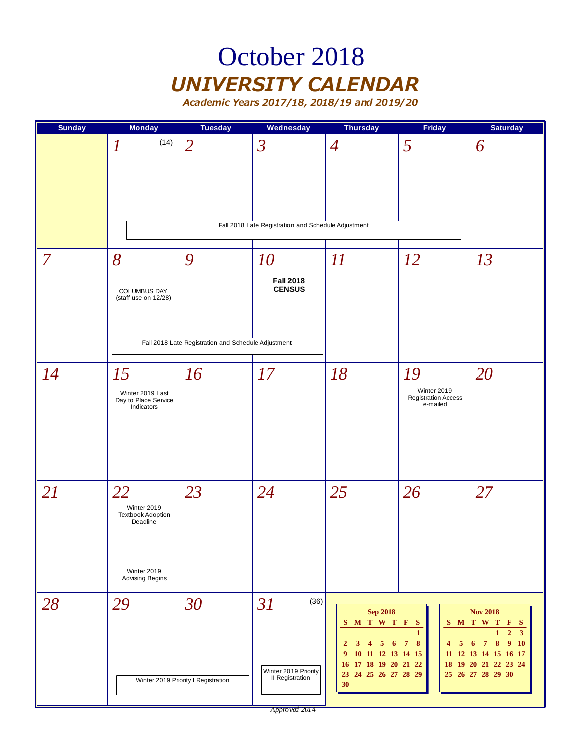# October 2018

## *UNIVERSITY CALENDAR*

***Academic Years 2017/18, 2018/19 and 2019/20***

| Sunday | Monday | Tuesday | Wednesday | Thursday | Friday | Saturday |
|---|---|---|---|---|---|---|
| | 1 (14) Fall 2018 Late Registration and Schedule Adjustment | 2 Fall 2018 Late Registration and Schedule Adjustment | 3 Fall 2018 Late Registration and Schedule Adjustment | 4 Fall 2018 Late Registration and Schedule Adjustment | 5 Fall 2018 Late Registration and Schedule Adjustment | 6 |
| 7 | 8 COLUMBUS DAY (staff use on 12/28) Fall 2018 Late Registration and Schedule Adjustment | 9 Fall 2018 Late Registration and Schedule Adjustment | 10 **Fall 2018 CENSUS** | 11 | 12 | 13 |
| 14 | 15 Winter 2019 Last Day to Place Service Indicators | 16 | 17 | 18 | 19 Winter 2019 Registration Access e-mailed | 20 |
| 21 | 22 Winter 2019 Textbook Adoption Deadline; Winter 2019 Advising Begins | 23 | 24 | 25 | 26 | 27 |
| 28 | 29 Winter 2019 Priority I Registration | 30 Winter 2019 Priority I Registration | 31 (36) Winter 2019 Priority II Registration | | | |

**Sep 2018**

| S | M | T | W | T | F | S |
|---|---|---|---|---|---|---|
| | | | | | | 1 |
| 2 | 3 | 4 | 5 | 6 | 7 | 8 |
| 9 | 10 | 11 | 12 | 13 | 14 | 15 |
| 16 | 17 | 18 | 19 | 20 | 21 | 22 |
| 23 | 24 | 25 | 26 | 27 | 28 | 29 |
| 30 | | | | | | |

**Nov 2018**

| S | M | T | W | T | F | S |
|---|---|---|---|---|---|---|
| | | | | 1 | 2 | 3 |
| 4 | 5 | 6 | 7 | 8 | 9 | 10 |
| 11 | 12 | 13 | 14 | 15 | 16 | 17 |
| 18 | 19 | 20 | 21 | 22 | 23 | 24 |
| 25 | 26 | 27 | 28 | 29 | 30 | |

*Approved 2014*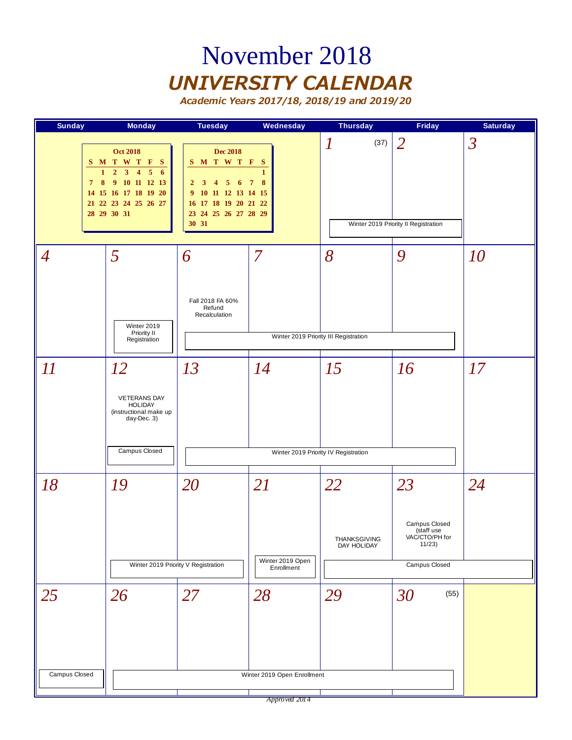# November 2018

## UNIVERSITY CALENDAR

### Academic Years 2017/18, 2018/19 and 2019/20

| Sunday | Monday | Tuesday | Wednesday | Thursday | Friday | Saturday |
|---|---|---|---|---|---|---|
| | | | | 1 (37) Winter 2019 Priority II Registration | 2 Winter 2019 Priority II Registration | 3 |
| 4 | 5 Winter 2019 Priority II Registration | 6 Fall 2018 FA 60% Refund Recalculation; Winter 2019 Priority III Registration | 7 Winter 2019 Priority III Registration | 8 Winter 2019 Priority III Registration | 9 Winter 2019 Priority III Registration | 10 |
| 11 | 12 VETERANS DAY HOLIDAY (instructional make up day-Dec. 3); Campus Closed | 13 Winter 2019 Priority IV Registration | 14 Winter 2019 Priority IV Registration | 15 Winter 2019 Priority IV Registration | 16 Winter 2019 Priority IV Registration | 17 |
| 18 | 19 Winter 2019 Priority V Registration | 20 Winter 2019 Priority V Registration | 21 Winter 2019 Open Enrollment | 22 THANKSGIVING DAY HOLIDAY; Campus Closed | 23 Campus Closed (staff use VAC/CTO/PH for 11/23); Campus Closed | 24 Campus Closed |
| 25 Campus Closed | 26 Winter 2019 Open Enrollment | 27 Winter 2019 Open Enrollment | 28 Winter 2019 Open Enrollment | 29 Winter 2019 Open Enrollment | 30 (55) Winter 2019 Open Enrollment | |

**Oct 2018**

| S | M | T | W | T | F | S |
|---|---|---|---|---|---|---|
| | 1 | 2 | 3 | 4 | 5 | 6 |
| 7 | 8 | 9 | 10 | 11 | 12 | 13 |
| 14 | 15 | 16 | 17 | 18 | 19 | 20 |
| 21 | 22 | 23 | 24 | 25 | 26 | 27 |
| 28 | 29 | 30 | 31 | | | |

**Dec 2018**

| S | M | T | W | T | F | S |
|---|---|---|---|---|---|---|
| | | | | | | 1 |
| 2 | 3 | 4 | 5 | 6 | 7 | 8 |
| 9 | 10 | 11 | 12 | 13 | 14 | 15 |
| 16 | 17 | 18 | 19 | 20 | 21 | 22 |
| 23 | 24 | 25 | 26 | 27 | 28 | 29 |
| 30 | 31 | | | | | |

*Approved 2014*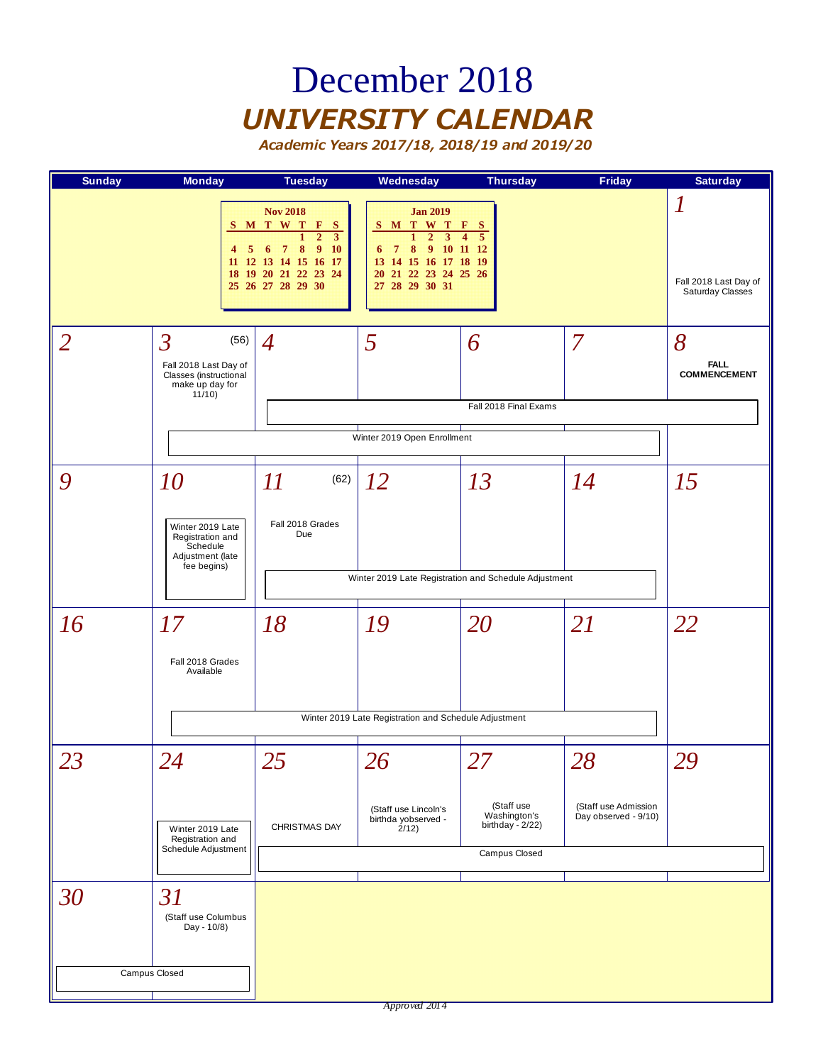# December 2018

## UNIVERSITY CALENDAR

### Academic Years 2017/18, 2018/19 and 2019/20

| Sunday | Monday | Tuesday | Wednesday | Thursday | Friday | Saturday |
|---|---|---|---|---|---|---|
| | | | | | | 1<br>Fall 2018 Last Day of Saturday Classes |
| 2 | 3 (56)<br>Fall 2018 Last Day of Classes (instructional make up day for 11/10)<br>Winter 2019 Open Enrollment | 4<br>Fall 2018 Final Exams<br>Winter 2019 Open Enrollment | 5<br>Fall 2018 Final Exams<br>Winter 2019 Open Enrollment | 6<br>Fall 2018 Final Exams<br>Winter 2019 Open Enrollment | 7<br>Fall 2018 Final Exams<br>Winter 2019 Open Enrollment | 8<br>**FALL COMMENCEMENT**<br>Fall 2018 Final Exams |
| 9 | 10<br>Winter 2019 Late Registration and Schedule Adjustment (late fee begins) | 11 (62)<br>Fall 2018 Grades Due<br>Winter 2019 Late Registration and Schedule Adjustment | 12<br>Winter 2019 Late Registration and Schedule Adjustment | 13<br>Winter 2019 Late Registration and Schedule Adjustment | 14<br>Winter 2019 Late Registration and Schedule Adjustment | 15 |
| 16 | 17<br>Fall 2018 Grades Available<br>Winter 2019 Late Registration and Schedule Adjustment | 18<br>Winter 2019 Late Registration and Schedule Adjustment | 19<br>Winter 2019 Late Registration and Schedule Adjustment | 20<br>Winter 2019 Late Registration and Schedule Adjustment | 21<br>Winter 2019 Late Registration and Schedule Adjustment | 22 |
| 23 | 24<br>Winter 2019 Late Registration and Schedule Adjustment | 25<br>CHRISTMAS DAY<br>Campus Closed | 26<br>(Staff use Lincoln's birthda yobserved - 2/12)<br>Campus Closed | 27<br>(Staff use Washington's birthday - 2/22)<br>Campus Closed | 28<br>(Staff use Admission Day observed - 9/10)<br>Campus Closed | 29<br>Campus Closed |
| 30<br>Campus Closed | 31<br>(Staff use Columbus Day - 10/8)<br>Campus Closed | | | | | |

**Nov 2018**

| S | M | T | W | T | F | S |
|---|---|---|---|---|---|---|
| | | | | 1 | 2 | 3 |
| 4 | 5 | 6 | 7 | 8 | 9 | 10 |
| 11 | 12 | 13 | 14 | 15 | 16 | 17 |
| 18 | 19 | 20 | 21 | 22 | 23 | 24 |
| 25 | 26 | 27 | 28 | 29 | 30 | |

**Jan 2019**

| S | M | T | W | T | F | S |
|---|---|---|---|---|---|---|
| | | 1 | 2 | 3 | 4 | 5 |
| 6 | 7 | 8 | 9 | 10 | 11 | 12 |
| 13 | 14 | 15 | 16 | 17 | 18 | 19 |
| 20 | 21 | 22 | 23 | 24 | 25 | 26 |
| 27 | 28 | 29 | 30 | 31 | | |

*Approved 2014*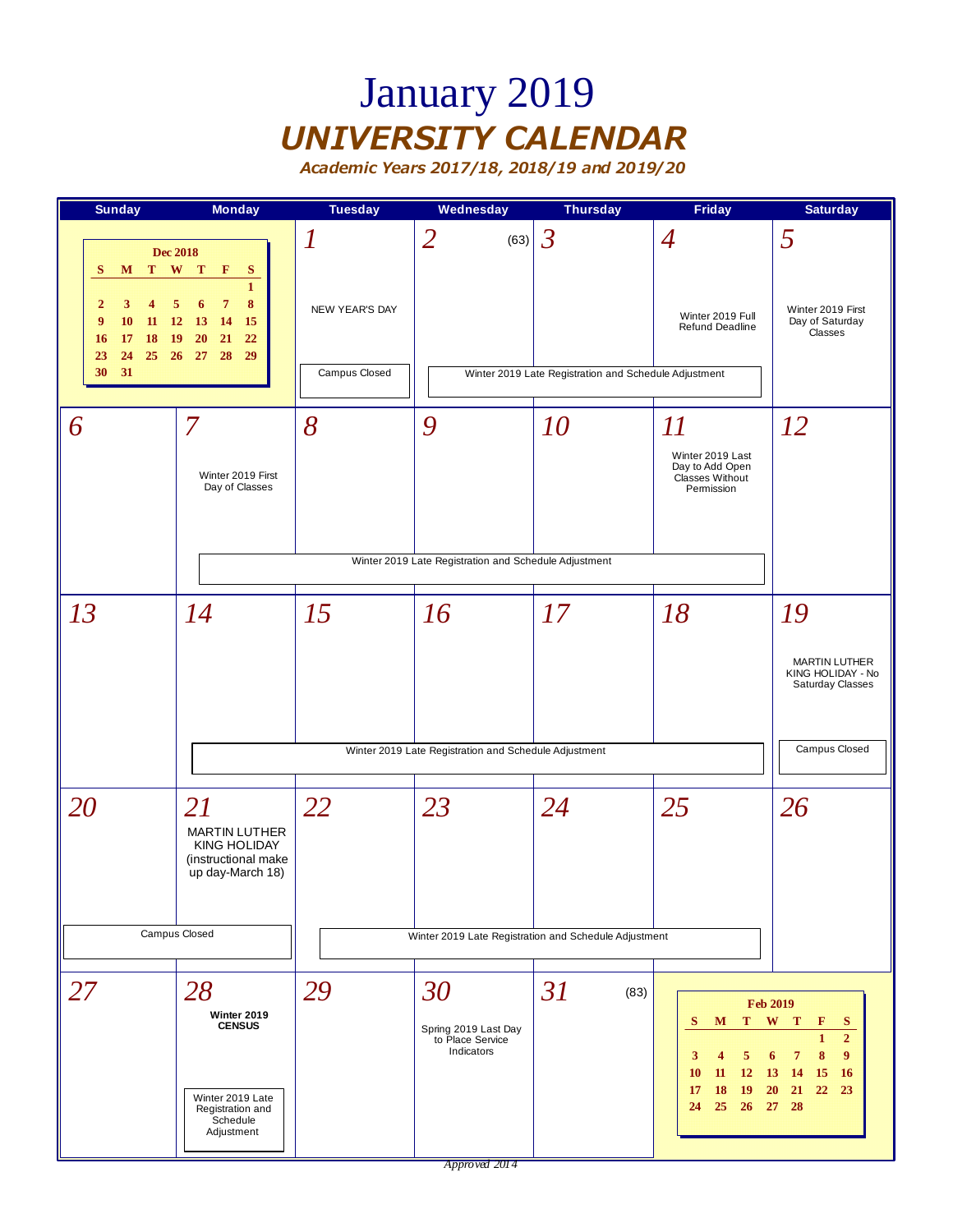# January 2019

## UNIVERSITY CALENDAR

*Academic Years 2017/18, 2018/19 and 2019/20*

| Sunday | Monday | Tuesday | Wednesday | Thursday | Friday | Saturday |
|---|---|---|---|---|---|---|
| **Dec 2018**<br>S M T W T F S<br>1<br>2 3 4 5 6 7 8<br>9 10 11 12 13 14 15<br>16 17 18 19 20 21 22<br>23 24 25 26 27 28 29<br>30 31 | | 1<br>NEW YEAR'S DAY<br>Campus Closed | 2 (63)<br>Winter 2019 Late Registration and Schedule Adjustment | 3<br>Winter 2019 Late Registration and Schedule Adjustment | 4<br>Winter 2019 Full Refund Deadline<br>Winter 2019 Late Registration and Schedule Adjustment | 5<br>Winter 2019 First Day of Saturday Classes |
| 6 | 7<br>Winter 2019 First Day of Classes<br>Winter 2019 Late Registration and Schedule Adjustment | 8<br>Winter 2019 Late Registration and Schedule Adjustment | 9<br>Winter 2019 Late Registration and Schedule Adjustment | 10<br>Winter 2019 Late Registration and Schedule Adjustment | 11<br>Winter 2019 Last Day to Add Open Classes Without Permission<br>Winter 2019 Late Registration and Schedule Adjustment | 12 |
| 13 | 14<br>Winter 2019 Late Registration and Schedule Adjustment | 15<br>Winter 2019 Late Registration and Schedule Adjustment | 16<br>Winter 2019 Late Registration and Schedule Adjustment | 17<br>Winter 2019 Late Registration and Schedule Adjustment | 18<br>Winter 2019 Late Registration and Schedule Adjustment | 19<br>MARTIN LUTHER KING HOLIDAY - No Saturday Classes<br>Campus Closed |
| 20<br>Campus Closed | 21<br>MARTIN LUTHER KING HOLIDAY (instructional make up day-March 18)<br>Campus Closed | 22<br>Winter 2019 Late Registration and Schedule Adjustment | 23<br>Winter 2019 Late Registration and Schedule Adjustment | 24<br>Winter 2019 Late Registration and Schedule Adjustment | 25<br>Winter 2019 Late Registration and Schedule Adjustment | 26 |
| 27 | 28<br>**Winter 2019 CENSUS**<br>Winter 2019 Late Registration and Schedule Adjustment | 29 | 30<br>Spring 2019 Last Day to Place Service Indicators | 31 (83) | **Feb 2019**<br>S M T W T F S<br>1 2<br>3 4 5 6 7 8 9<br>10 11 12 13 14 15 16<br>17 18 19 20 21 22 23<br>24 25 26 27 28 | |

*Approved 2014*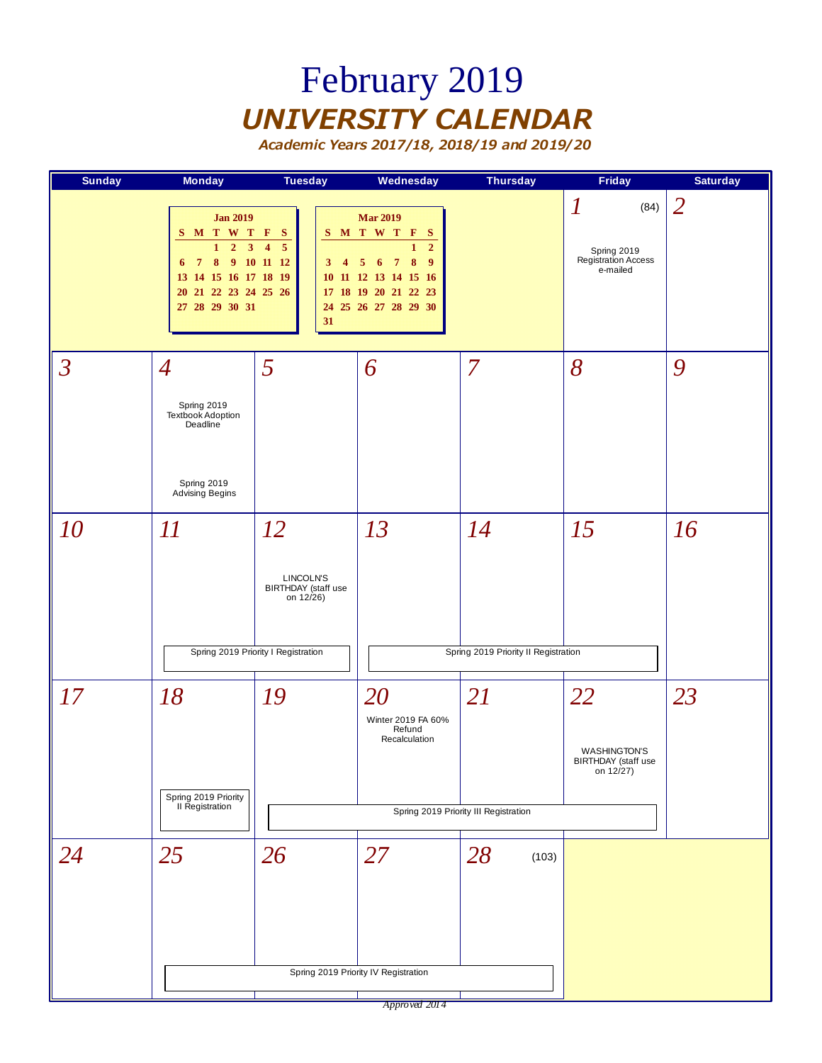# February 2019

## *UNIVERSITY CALENDAR*

*Academic Years 2017/18, 2018/19 and 2019/20*

**Jan 2019**

| S | M | T | W | T | F | S |
|---|---|---|---|---|---|---|
| | | 1 | 2 | 3 | 4 | 5 |
| 6 | 7 | 8 | 9 | 10 | 11 | 12 |
| 13 | 14 | 15 | 16 | 17 | 18 | 19 |
| 20 | 21 | 22 | 23 | 24 | 25 | 26 |
| 27 | 28 | 29 | 30 | 31 | | |

**Mar 2019**

| S | M | T | W | T | F | S |
|---|---|---|---|---|---|---|
| | | | | | 1 | 2 |
| 3 | 4 | 5 | 6 | 7 | 8 | 9 |
| 10 | 11 | 12 | 13 | 14 | 15 | 16 |
| 17 | 18 | 19 | 20 | 21 | 22 | 23 |
| 24 | 25 | 26 | 27 | 28 | 29 | 30 |
| 31 | | | | | | |

| Sunday | Monday | Tuesday | Wednesday | Thursday | Friday | Saturday |
|---|---|---|---|---|---|---|
| | | | | | 1 (84) Spring 2019 Registration Access e-mailed | 2 |
| 3 | 4 Spring 2019 Textbook Adoption Deadline; Spring 2019 Advising Begins | 5 | 6 | 7 | 8 | 9 |
| 10 | 11 Spring 2019 Priority I Registration | 12 LINCOLN'S BIRTHDAY (staff use on 12/26); Spring 2019 Priority I Registration | 13 Spring 2019 Priority II Registration | 14 Spring 2019 Priority II Registration | 15 Spring 2019 Priority II Registration | 16 |
| 17 | 18 Spring 2019 Priority II Registration | 19 Spring 2019 Priority III Registration | 20 Winter 2019 FA 60% Refund Recalculation; Spring 2019 Priority III Registration | 21 Spring 2019 Priority III Registration | 22 WASHINGTON'S BIRTHDAY (staff use on 12/27); Spring 2019 Priority III Registration | 23 |
| 24 | 25 Spring 2019 Priority IV Registration | 26 Spring 2019 Priority IV Registration | 27 Spring 2019 Priority IV Registration | 28 (103) Spring 2019 Priority IV Registration | | |

*Approved 2014*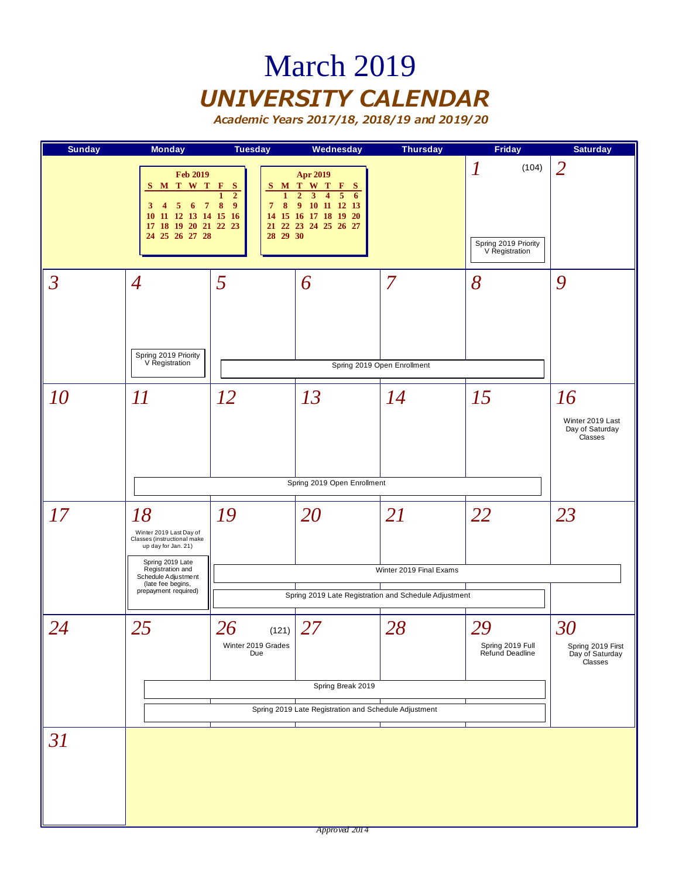# March 2019

## UNIVERSITY CALENDAR

*Academic Years 2017/18, 2018/19 and 2019/20*

| Sunday | Monday | Tuesday | Wednesday | Thursday | Friday | Saturday |
|---|---|---|---|---|---|---|
| | **Feb 2019** S M T W T F S / 1 2 / 3 4 5 6 7 8 9 / 10 11 12 13 14 15 16 / 17 18 19 20 21 22 23 / 24 25 26 27 28 | | **Apr 2019** S M T W T F S / 1 2 3 4 5 6 / 7 8 9 10 11 12 13 / 14 15 16 17 18 19 20 / 21 22 23 24 25 26 27 / 28 29 30 | | 1 (104) Spring 2019 Priority V Registration | 2 |
| 3 | 4 Spring 2019 Priority V Registration | 5 Spring 2019 Open Enrollment | 6 Spring 2019 Open Enrollment | 7 Spring 2019 Open Enrollment | 8 Spring 2019 Open Enrollment | 9 |
| 10 | 11 Spring 2019 Open Enrollment | 12 Spring 2019 Open Enrollment | 13 Spring 2019 Open Enrollment | 14 Spring 2019 Open Enrollment | 15 Spring 2019 Open Enrollment | 16 Winter 2019 Last Day of Saturday Classes |
| 17 | 18 Winter 2019 Last Day of Classes (instructional make up day for Jan. 21); Spring 2019 Late Registration and Schedule Adjustment (late fee begins, prepayment required) | 19 Winter 2019 Final Exams; Spring 2019 Late Registration and Schedule Adjustment | 20 Winter 2019 Final Exams; Spring 2019 Late Registration and Schedule Adjustment | 21 Winter 2019 Final Exams; Spring 2019 Late Registration and Schedule Adjustment | 22 Winter 2019 Final Exams; Spring 2019 Late Registration and Schedule Adjustment | 23 Winter 2019 Final Exams |
| 24 | 25 Spring Break 2019; Spring 2019 Late Registration and Schedule Adjustment | 26 (121) Winter 2019 Grades Due; Spring Break 2019; Spring 2019 Late Registration and Schedule Adjustment | 27 Spring Break 2019; Spring 2019 Late Registration and Schedule Adjustment | 28 Spring Break 2019; Spring 2019 Late Registration and Schedule Adjustment | 29 Spring 2019 Full Refund Deadline; Spring Break 2019; Spring 2019 Late Registration and Schedule Adjustment | 30 Spring 2019 First Day of Saturday Classes |
| 31 | | | | | | |

Approved 2014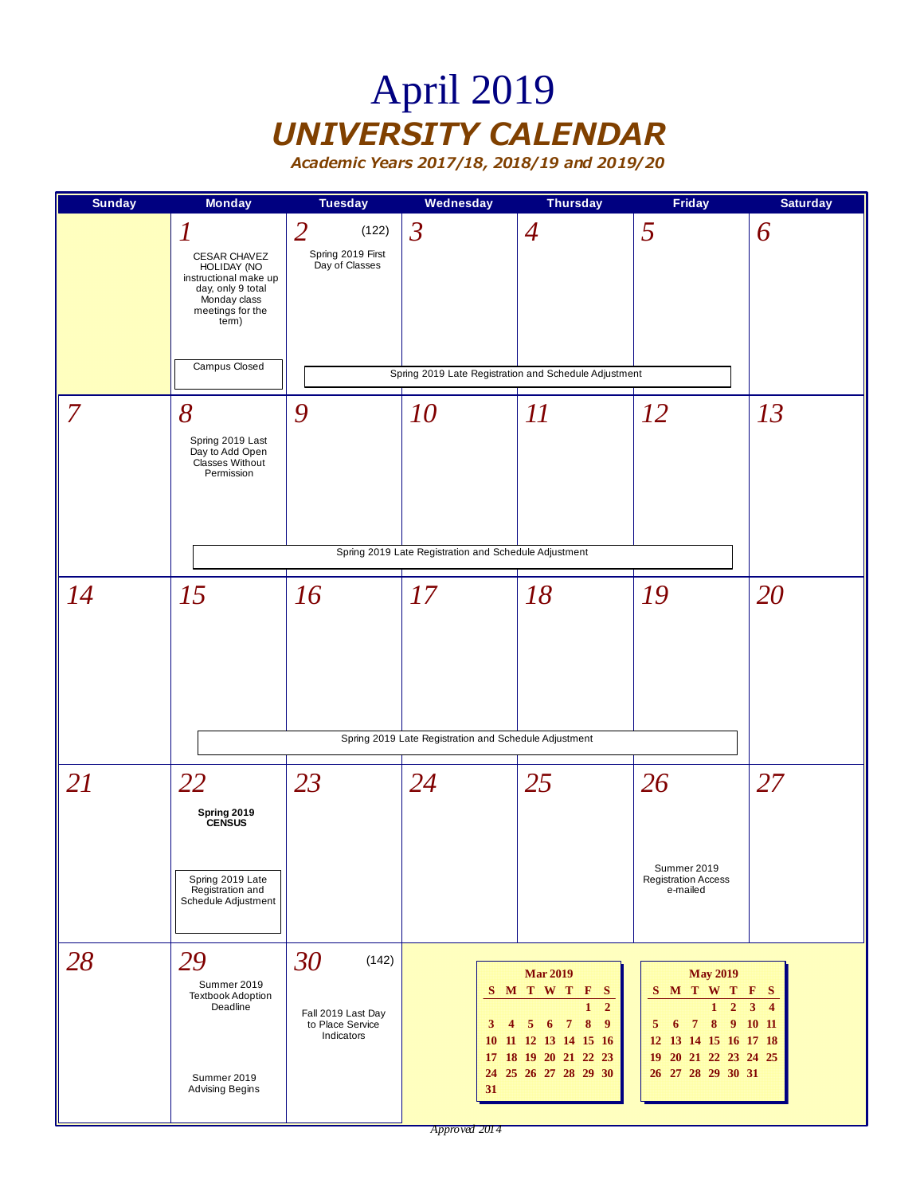# April 2019

## UNIVERSITY CALENDAR

### Academic Years 2017/18, 2018/19 and 2019/20

| Sunday | Monday | Tuesday | Wednesday | Thursday | Friday | Saturday |
|---|---|---|---|---|---|---|
| | 1 CESAR CHAVEZ HOLIDAY (NO instructional make up day, only 9 total Monday class meetings for the term) Campus Closed | 2 (122) Spring 2019 First Day of Classes Spring 2019 Late Registration and Schedule Adjustment | 3 Spring 2019 Late Registration and Schedule Adjustment | 4 Spring 2019 Late Registration and Schedule Adjustment | 5 Spring 2019 Late Registration and Schedule Adjustment | 6 |
| 7 | 8 Spring 2019 Last Day to Add Open Classes Without Permission Spring 2019 Late Registration and Schedule Adjustment | 9 Spring 2019 Late Registration and Schedule Adjustment | 10 Spring 2019 Late Registration and Schedule Adjustment | 11 Spring 2019 Late Registration and Schedule Adjustment | 12 Spring 2019 Late Registration and Schedule Adjustment | 13 |
| 14 | 15 Spring 2019 Late Registration and Schedule Adjustment | 16 Spring 2019 Late Registration and Schedule Adjustment | 17 Spring 2019 Late Registration and Schedule Adjustment | 18 Spring 2019 Late Registration and Schedule Adjustment | 19 Spring 2019 Late Registration and Schedule Adjustment | 20 |
| 21 | 22 **Spring 2019 CENSUS** Spring 2019 Late Registration and Schedule Adjustment | 23 | 24 | 25 | 26 Summer 2019 Registration Access e-mailed | 27 |
| 28 | 29 Summer 2019 Textbook Adoption Deadline Summer 2019 Advising Begins | 30 (142) Fall 2019 Last Day to Place Service Indicators | | | | |

**Mar 2019**

| S | M | T | W | T | F | S |
|---|---|---|---|---|---|---|
| | | | | | 1 | 2 |
| 3 | 4 | 5 | 6 | 7 | 8 | 9 |
| 10 | 11 | 12 | 13 | 14 | 15 | 16 |
| 17 | 18 | 19 | 20 | 21 | 22 | 23 |
| 24 | 25 | 26 | 27 | 28 | 29 | 30 |
| 31 | | | | | | |

**May 2019**

| S | M | T | W | T | F | S |
|---|---|---|---|---|---|---|
| | | | 1 | 2 | 3 | 4 |
| 5 | 6 | 7 | 8 | 9 | 10 | 11 |
| 12 | 13 | 14 | 15 | 16 | 17 | 18 |
| 19 | 20 | 21 | 22 | 23 | 24 | 25 |
| 26 | 27 | 28 | 29 | 30 | 31 | |

*Approved 2014*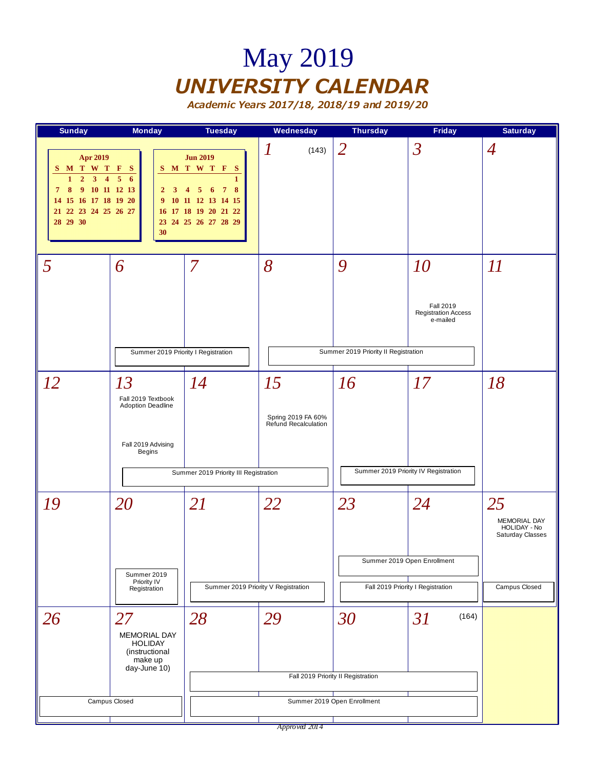# May 2019

## *UNIVERSITY CALENDAR*

*Academic Years 2017/18, 2018/19 and 2019/20*

| Sunday | Monday | Tuesday | Wednesday | Thursday | Friday | Saturday |
|---|---|---|---|---|---|---|
| **Apr 2019** (mini calendar) | | **Jun 2019** (mini calendar) | 1 (143) | 2 | 3 | 4 |
| 5 | 6 — Summer 2019 Priority I Registration | 7 — Summer 2019 Priority I Registration | 8 — Summer 2019 Priority II Registration | 9 — Summer 2019 Priority II Registration | 10 — Fall 2019 Registration Access e-mailed; Summer 2019 Priority II Registration | 11 |
| 12 | 13 — Fall 2019 Textbook Adoption Deadline; Fall 2019 Advising Begins; Summer 2019 Priority III Registration | 14 — Summer 2019 Priority III Registration | 15 — Spring 2019 FA 60% Refund Recalculation; Summer 2019 Priority III Registration | 16 — Summer 2019 Priority IV Registration | 17 — Summer 2019 Priority IV Registration | 18 |
| 19 | 20 — Summer 2019 Priority IV Registration | 21 — Summer 2019 Priority V Registration | 22 — Summer 2019 Priority V Registration | 23 — Summer 2019 Open Enrollment; Fall 2019 Priority I Registration | 24 — Summer 2019 Open Enrollment; Fall 2019 Priority I Registration | 25 — MEMORIAL DAY HOLIDAY - No Saturday Classes; Campus Closed |
| 26 — Campus Closed | 27 — MEMORIAL DAY HOLIDAY (instructional make up day-June 10); Campus Closed | 28 — Fall 2019 Priority II Registration; Summer 2019 Open Enrollment | 29 — Fall 2019 Priority II Registration; Summer 2019 Open Enrollment | 30 — Fall 2019 Priority II Registration; Summer 2019 Open Enrollment | 31 (164) — Fall 2019 Priority II Registration; Summer 2019 Open Enrollment | |

**Apr 2019**

| S | M | T | W | T | F | S |
|---|---|---|---|---|---|---|
| | 1 | 2 | 3 | 4 | 5 | 6 |
| 7 | 8 | 9 | 10 | 11 | 12 | 13 |
| 14 | 15 | 16 | 17 | 18 | 19 | 20 |
| 21 | 22 | 23 | 24 | 25 | 26 | 27 |
| 28 | 29 | 30 | | | | |

**Jun 2019**

| S | M | T | W | T | F | S |
|---|---|---|---|---|---|---|
| | | | | | | 1 |
| 2 | 3 | 4 | 5 | 6 | 7 | 8 |
| 9 | 10 | 11 | 12 | 13 | 14 | 15 |
| 16 | 17 | 18 | 19 | 20 | 21 | 22 |
| 23 | 24 | 25 | 26 | 27 | 28 | 29 |
| 30 | | | | | | |

*Approved 2014*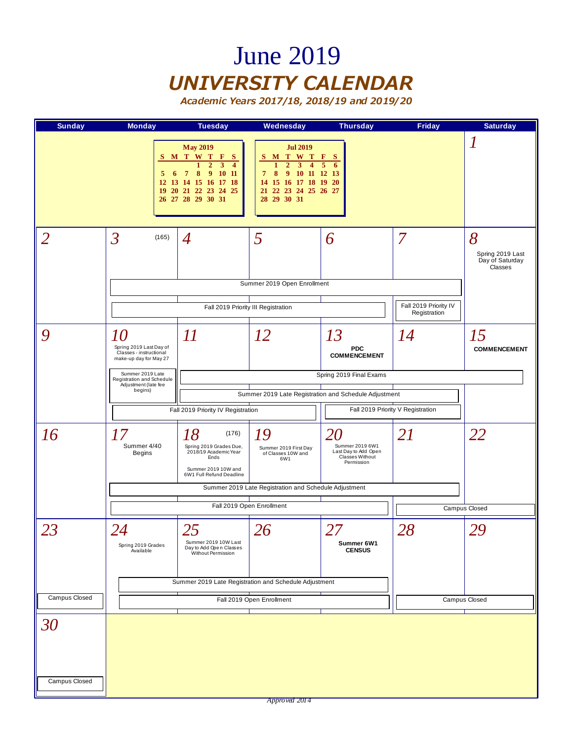# June 2019

## UNIVERSITY CALENDAR

### Academic Years 2017/18, 2018/19 and 2019/20

| May 2019 | | | | | | |
|---|---|---|---|---|---|---|
| S | M | T | W | T | F | S |
| | | | 1 | 2 | 3 | 4 |
| 5 | 6 | 7 | 8 | 9 | 10 | 11 |
| 12 | 13 | 14 | 15 | 16 | 17 | 18 |
| 19 | 20 | 21 | 22 | 23 | 24 | 25 |
| 26 | 27 | 28 | 29 | 30 | 31 | |

| Jul 2019 | | | | | | |
|---|---|---|---|---|---|---|
| S | M | T | W | T | F | S |
| | 1 | 2 | 3 | 4 | 5 | 6 |
| 7 | 8 | 9 | 10 | 11 | 12 | 13 |
| 14 | 15 | 16 | 17 | 18 | 19 | 20 |
| 21 | 22 | 23 | 24 | 25 | 26 | 27 |
| 28 | 29 | 30 | 31 | | | |

| Sunday | Monday | Tuesday | Wednesday | Thursday | Friday | Saturday |
|---|---|---|---|---|---|---|
| | | | | | | 1 |
| 2 | 3 (165) | 4 | 5 | 6 | 7 | 8 Spring 2019 Last Day of Saturday Classes |
| 9 | 10 Spring 2019 Last Day of Classes - instructional make-up day for May 27; Spring 2019 Late Registration and Schedule Adjustment (late fee begins) | 11 | 12 | 13 **PDC COMMENCEMENT** | 14 | 15 **COMMENCEMENT** |
| 16 | 17 Summer 4/40 Begins | 18 (176) Spring 2019 Grades Due, 2018/19 Academic Year Ends; Summer 2019 10W and 6W1 Full Refund Deadline | 19 Summer 2019 First Day of Classes 10W and 6W1 | 20 Summer 2019 6W1 Last Day to Add Open Classes Without Permission | 21 | 22 |
| 23 Campus Closed | 24 Spring 2019 Grades Available | 25 Summer 2019 10W Last Day to Add Open Classes Without Permission | 26 | 27 **Summer 6W1 CENSUS** | 28 | 29 |
| 30 Campus Closed | | | | | | |

Spanning events:

- June 3–7: Summer 2019 Open Enrollment
- June 3–6: Fall 2019 Priority III Registration
- June 7: Fall 2019 Priority IV Registration
- June 11–15: Spring 2019 Final Exams
- June 11–14: Summer 2019 Late Registration and Schedule Adjustment
- June 10–12: Fall 2019 Priority IV Registration
- June 13–14: Fall 2019 Priority V Registration
- June 17–21: Summer 2019 Late Registration and Schedule Adjustment
- June 17–20: Fall 2019 Open Enrollment
- June 21–22: Campus Closed
- June 24–27: Summer 2019 Late Registration and Schedule Adjustment
- June 24–27: Fall 2019 Open Enrollment
- June 28–29: Campus Closed

Approved 2014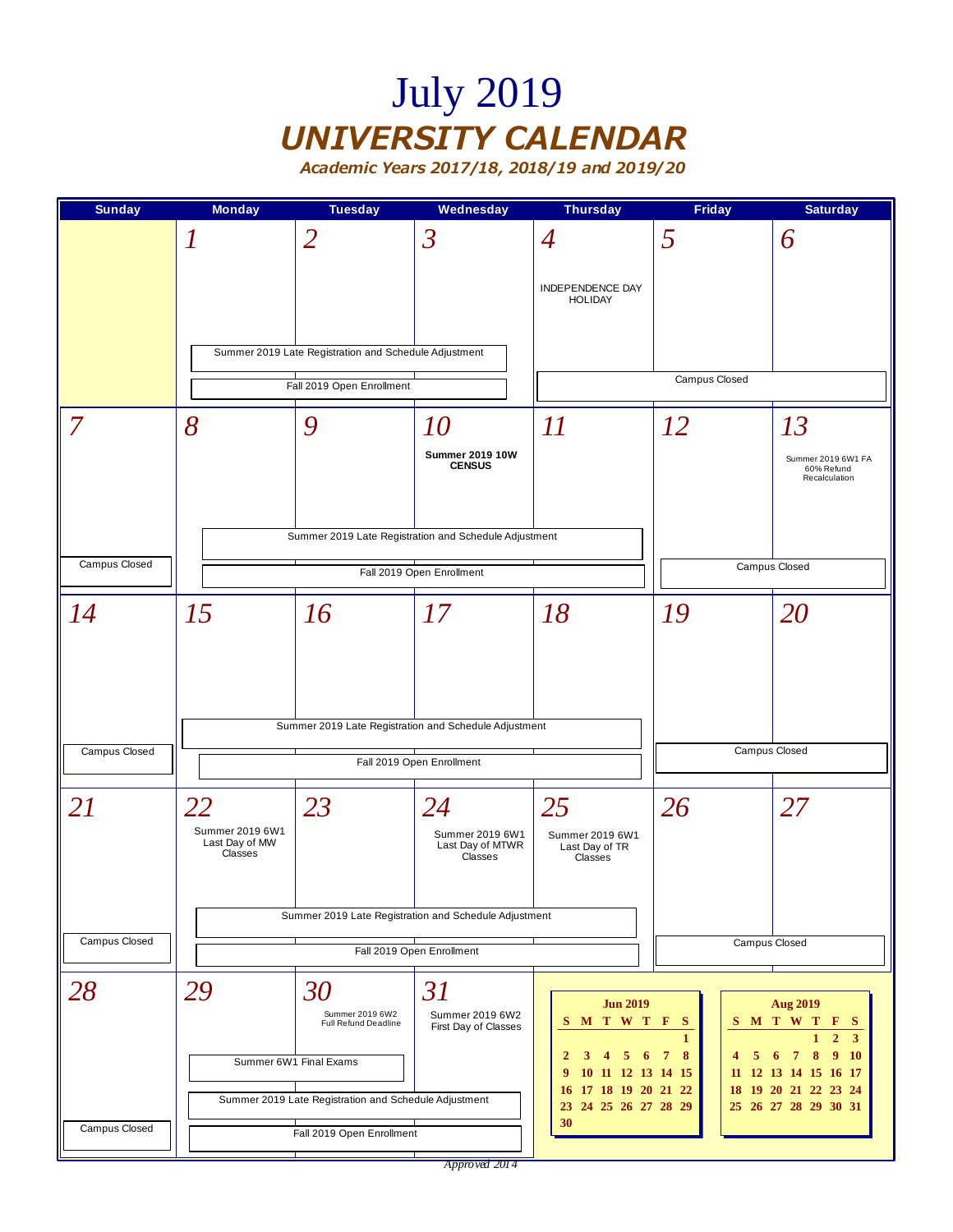# July 2019

## UNIVERSITY CALENDAR

### Academic Years 2017/18, 2018/19 and 2019/20

| Sunday | Monday | Tuesday | Wednesday | Thursday | Friday | Saturday |
|---|---|---|---|---|---|---|
| | 1<br>Summer 2019 Late Registration and Schedule Adjustment<br>Fall 2019 Open Enrollment | 2<br>Summer 2019 Late Registration and Schedule Adjustment<br>Fall 2019 Open Enrollment | 3<br>Summer 2019 Late Registration and Schedule Adjustment<br>Fall 2019 Open Enrollment | 4<br>INDEPENDENCE DAY HOLIDAY<br>Campus Closed | 5<br>Campus Closed | 6<br>Campus Closed |
| 7<br>Campus Closed | 8<br>Summer 2019 Late Registration and Schedule Adjustment<br>Fall 2019 Open Enrollment | 9<br>Summer 2019 Late Registration and Schedule Adjustment<br>Fall 2019 Open Enrollment | 10<br>**Summer 2019 10W CENSUS**<br>Summer 2019 Late Registration and Schedule Adjustment<br>Fall 2019 Open Enrollment | 11<br>Summer 2019 Late Registration and Schedule Adjustment<br>Fall 2019 Open Enrollment | 12<br>Campus Closed | 13<br>Summer 2019 6W1 FA 60% Refund Recalculation<br>Campus Closed |
| 14<br>Campus Closed | 15<br>Summer 2019 Late Registration and Schedule Adjustment<br>Fall 2019 Open Enrollment | 16<br>Summer 2019 Late Registration and Schedule Adjustment<br>Fall 2019 Open Enrollment | 17<br>Summer 2019 Late Registration and Schedule Adjustment<br>Fall 2019 Open Enrollment | 18<br>Summer 2019 Late Registration and Schedule Adjustment<br>Fall 2019 Open Enrollment | 19<br>Campus Closed | 20<br>Campus Closed |
| 21<br>Campus Closed | 22<br>Summer 2019 6W1 Last Day of MW Classes<br>Summer 2019 Late Registration and Schedule Adjustment<br>Fall 2019 Open Enrollment | 23<br>Summer 2019 Late Registration and Schedule Adjustment<br>Fall 2019 Open Enrollment | 24<br>Summer 2019 6W1 Last Day of MTWR Classes<br>Summer 2019 Late Registration and Schedule Adjustment<br>Fall 2019 Open Enrollment | 25<br>Summer 2019 6W1 Last Day of TR Classes<br>Summer 2019 Late Registration and Schedule Adjustment<br>Fall 2019 Open Enrollment | 26<br>Campus Closed | 27<br>Campus Closed |
| 28<br>Campus Closed | 29<br>Summer 6W1 Final Exams<br>Summer 2019 Late Registration and Schedule Adjustment<br>Fall 2019 Open Enrollment | 30<br>Summer 2019 6W2 Full Refund Deadline<br>Summer 6W1 Final Exams<br>Summer 2019 Late Registration and Schedule Adjustment<br>Fall 2019 Open Enrollment | 31<br>Summer 2019 6W2 First Day of Classes | | | |

**Jun 2019**

| S | M | T | W | T | F | S |
|---|---|---|---|---|---|---|
| | | | | | | 1 |
| 2 | 3 | 4 | 5 | 6 | 7 | 8 |
| 9 | 10 | 11 | 12 | 13 | 14 | 15 |
| 16 | 17 | 18 | 19 | 20 | 21 | 22 |
| 23 | 24 | 25 | 26 | 27 | 28 | 29 |
| 30 | | | | | | |

**Aug 2019**

| S | M | T | W | T | F | S |
|---|---|---|---|---|---|---|
| | | | | 1 | 2 | 3 |
| 4 | 5 | 6 | 7 | 8 | 9 | 10 |
| 11 | 12 | 13 | 14 | 15 | 16 | 17 |
| 18 | 19 | 20 | 21 | 22 | 23 | 24 |
| 25 | 26 | 27 | 28 | 29 | 30 | 31 |

*Approved 2014*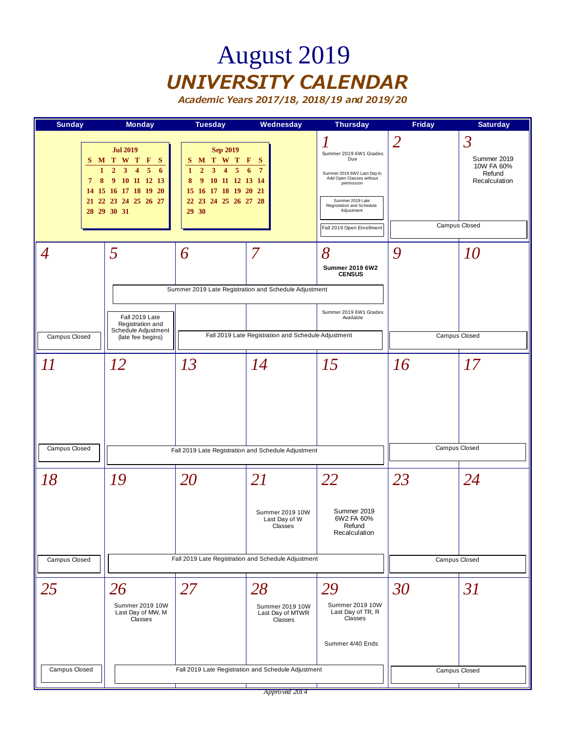# August 2019

## *UNIVERSITY CALENDAR*

### *Academic Years 2017/18, 2018/19 and 2019/20*

| Sunday | Monday | Tuesday | Wednesday | Thursday | Friday | Saturday |
|---|---|---|---|---|---|---|
| | **Jul 2019**<br>S M T W T F S<br>1 2 3 4 5 6<br>7 8 9 10 11 12 13<br>14 15 16 17 18 19 20<br>21 22 23 24 25 26 27<br>28 29 30 31 | **Sep 2019**<br>S M T W T F S<br>1 2 3 4 5 6 7<br>8 9 10 11 12 13 14<br>15 16 17 18 19 20 21<br>22 23 24 25 26 27 28<br>29 30 | | *1*<br>Summer 2019 6W1 Grades Due<br>Summer 2019 6W2 Last Day to Add Open Classes without permission<br>Summer 2019 Late Registration and Schedule Adjustment<br>Fall 2019 Open Enrollment | *2*<br>Campus Closed | *3*<br>Summer 2019 10W FA 60% Refund Recalculation<br>Campus Closed |
| *4*<br>Campus Closed | *5*<br>Summer 2019 Late Registration and Schedule Adjustment<br>Fall 2019 Late Registration and Schedule Adjustment (late fee begins) | *6*<br>Summer 2019 Late Registration and Schedule Adjustment<br>Fall 2019 Late Registration and Schedule Adjustment | *7*<br>Summer 2019 Late Registration and Schedule Adjustment<br>Fall 2019 Late Registration and Schedule Adjustment | *8*<br>**Summer 2019 6W2 CENSUS**<br>Summer 2019 Late Registration and Schedule Adjustment<br>Summer 2019 6W1 Grades Available<br>Fall 2019 Late Registration and Schedule Adjustment | *9*<br>Campus Closed | *10*<br>Campus Closed |
| *11*<br>Campus Closed | *12*<br>Fall 2019 Late Registration and Schedule Adjustment | *13*<br>Fall 2019 Late Registration and Schedule Adjustment | *14*<br>Fall 2019 Late Registration and Schedule Adjustment | *15*<br>Fall 2019 Late Registration and Schedule Adjustment | *16*<br>Campus Closed | *17*<br>Campus Closed |
| *18*<br>Campus Closed | *19*<br>Fall 2019 Late Registration and Schedule Adjustment | *20*<br>Fall 2019 Late Registration and Schedule Adjustment | *21*<br>Summer 2019 10W Last Day of W Classes<br>Fall 2019 Late Registration and Schedule Adjustment | *22*<br>Summer 2019 6W2 FA 60% Refund Recalculation<br>Fall 2019 Late Registration and Schedule Adjustment | *23*<br>Campus Closed | *24*<br>Campus Closed |
| *25*<br>Campus Closed | *26*<br>Summer 2019 10W Last Day of MW, M Classes<br>Fall 2019 Late Registration and Schedule Adjustment | *27*<br>Fall 2019 Late Registration and Schedule Adjustment | *28*<br>Summer 2019 10W Last Day of MTWR Classes<br>Fall 2019 Late Registration and Schedule Adjustment | *29*<br>Summer 2019 10W Last Day of TR, R Classes<br>Summer 4/40 Ends<br>Fall 2019 Late Registration and Schedule Adjustment | *30*<br>Campus Closed | *31*<br>Campus Closed |

*Approved 2014*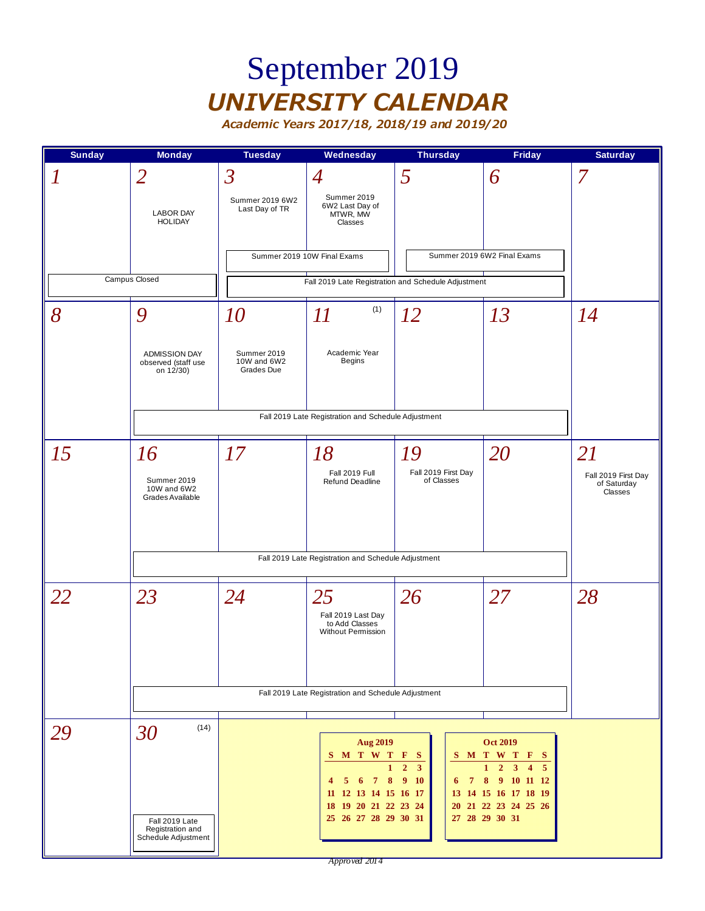# September 2019

## UNIVERSITY CALENDAR

### Academic Years 2017/18, 2018/19 and 2019/20

| Sunday | Monday | Tuesday | Wednesday | Thursday | Friday | Saturday |
|---|---|---|---|---|---|---|
| 1 | 2<br>LABOR DAY HOLIDAY<br>Campus Closed (Sun–Mon) | 3<br>Summer 2019 6W2 Last Day of TR<br>Summer 2019 10W Final Exams (Tue–Wed)<br>Fall 2019 Late Registration and Schedule Adjustment (Tue–Fri) | 4<br>Summer 2019 6W2 Last Day of MTWR, MW Classes | 5<br>Summer 2019 6W2 Final Exams (Thu–Fri) | 6 | 7 |
| 8 | 9<br>ADMISSION DAY observed (staff use on 12/30)<br>Fall 2019 Late Registration and Schedule Adjustment (Mon–Fri) | 10<br>Summer 2019 10W and 6W2 Grades Due | 11 (1)<br>Academic Year Begins | 12 | 13 | 14 |
| 15 | 16<br>Summer 2019 10W and 6W2 Grades Available<br>Fall 2019 Late Registration and Schedule Adjustment (Mon–Fri) | 17 | 18<br>Fall 2019 Full Refund Deadline | 19<br>Fall 2019 First Day of Classes | 20 | 21<br>Fall 2019 First Day of Saturday Classes |
| 22 | 23<br>Fall 2019 Late Registration and Schedule Adjustment (Mon–Fri) | 24 | 25<br>Fall 2019 Last Day to Add Classes Without Permission | 26 | 27 | 28 |
| 29 | 30 (14)<br>Fall 2019 Late Registration and Schedule Adjustment | | | | | |

**Aug 2019**

| S | M | T | W | T | F | S |
|---|---|---|---|---|---|---|
| | | | | 1 | 2 | 3 |
| 4 | 5 | 6 | 7 | 8 | 9 | 10 |
| 11 | 12 | 13 | 14 | 15 | 16 | 17 |
| 18 | 19 | 20 | 21 | 22 | 23 | 24 |
| 25 | 26 | 27 | 28 | 29 | 30 | 31 |

**Oct 2019**

| S | M | T | W | T | F | S |
|---|---|---|---|---|---|---|
| | | 1 | 2 | 3 | 4 | 5 |
| 6 | 7 | 8 | 9 | 10 | 11 | 12 |
| 13 | 14 | 15 | 16 | 17 | 18 | 19 |
| 20 | 21 | 22 | 23 | 24 | 25 | 26 |
| 27 | 28 | 29 | 30 | 31 | | |

*Approved 2014*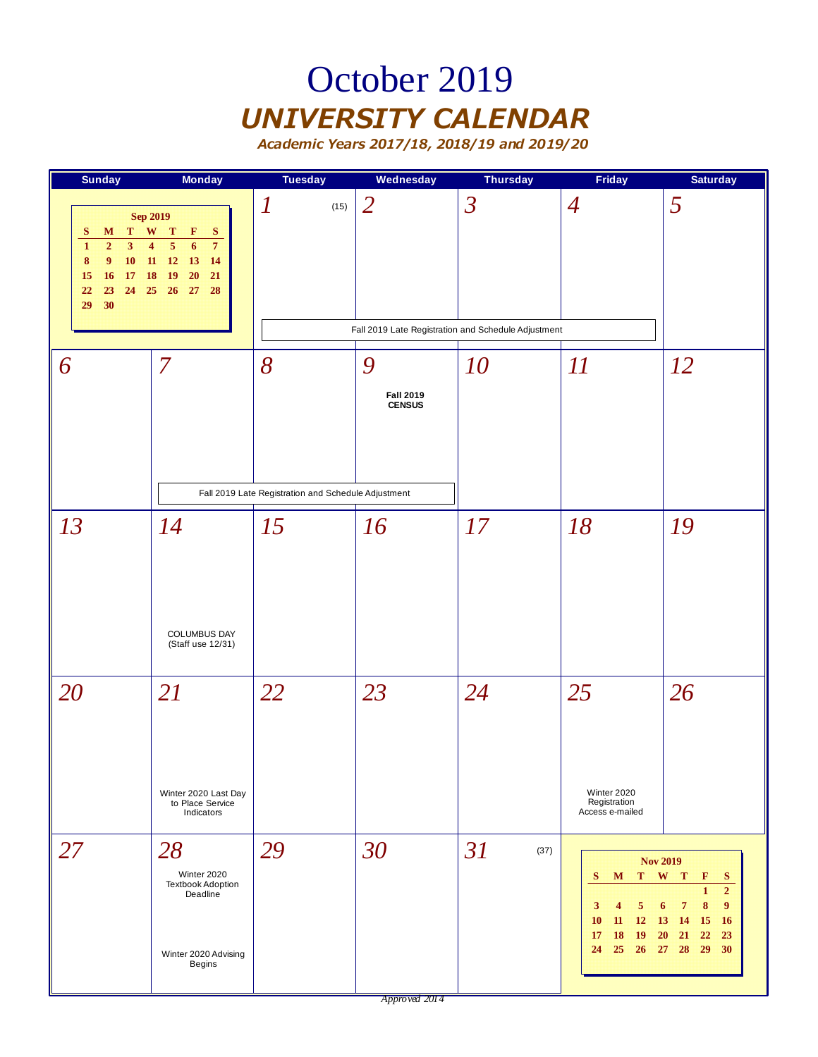# October 2019

## *UNIVERSITY CALENDAR*

***Academic Years 2017/18, 2018/19 and 2019/20***

| Sunday | Monday | Tuesday | Wednesday | Thursday | Friday | Saturday |
|---|---|---|---|---|---|---|
| **Sep 2019**<br>S M T W T F S<br>1 2 3 4 5 6 7<br>8 9 10 11 12 13 14<br>15 16 17 18 19 20 21<br>22 23 24 25 26 27 28<br>29 30 | | *1* (15)<br>Fall 2019 Late Registration and Schedule Adjustment | *2*<br>Fall 2019 Late Registration and Schedule Adjustment | *3*<br>Fall 2019 Late Registration and Schedule Adjustment | *4*<br>Fall 2019 Late Registration and Schedule Adjustment | *5* |
| *6* | *7*<br>Fall 2019 Late Registration and Schedule Adjustment | *8*<br>Fall 2019 Late Registration and Schedule Adjustment | *9*<br>**Fall 2019 CENSUS** | *10* | *11* | *12* |
| *13* | *14*<br>COLUMBUS DAY (Staff use 12/31) | *15* | *16* | *17* | *18* | *19* |
| *20* | *21*<br>Winter 2020 Last Day to Place Service Indicators | *22* | *23* | *24* | *25*<br>Winter 2020 Registration Access e-mailed | *26* |
| *27* | *28*<br>Winter 2020 Textbook Adoption Deadline<br><br>Winter 2020 Advising Begins | *29* | *30* | *31* (37) | **Nov 2019**<br>S M T W T F S<br>1 2<br>3 4 5 6 7 8 9<br>10 11 12 13 14 15 16<br>17 18 19 20 21 22 23<br>24 25 26 27 28 29 30 | |

*Approved 2014*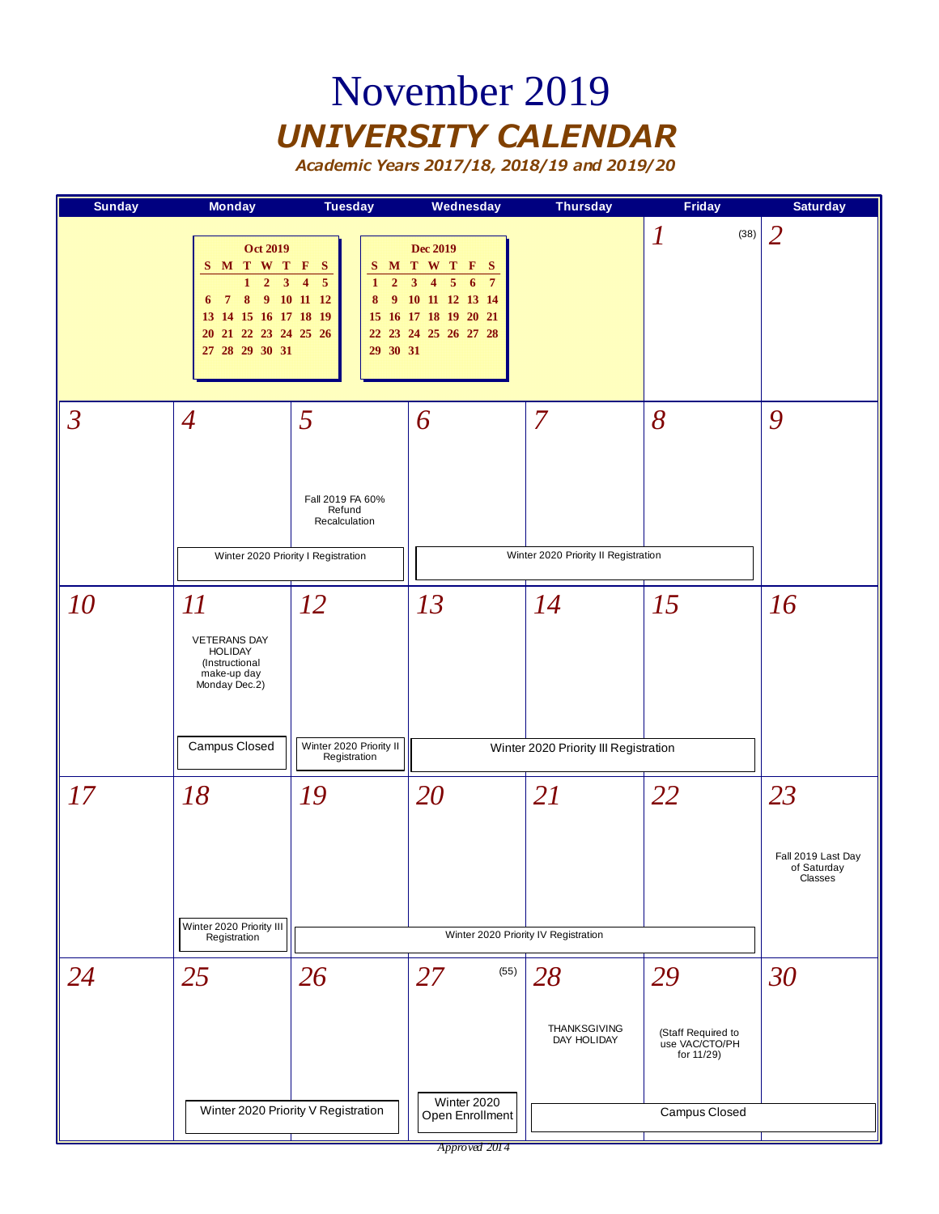# November 2019

## *UNIVERSITY CALENDAR*

*Academic Years 2017/18, 2018/19 and 2019/20*

| Sunday | Monday | Tuesday | Wednesday | Thursday | Friday | Saturday |
|---|---|---|---|---|---|---|
| | | | | | *1* (38) | *2* |
| *3* | *4* Winter 2020 Priority I Registration | *5* Fall 2019 FA 60% Refund Recalculation; Winter 2020 Priority I Registration | *6* Winter 2020 Priority II Registration | *7* Winter 2020 Priority II Registration | *8* Winter 2020 Priority II Registration | *9* |
| *10* | *11* VETERANS DAY HOLIDAY (Instructional make-up day Monday Dec.2); Campus Closed | *12* Winter 2020 Priority II Registration | *13* Winter 2020 Priority III Registration | *14* Winter 2020 Priority III Registration | *15* Winter 2020 Priority III Registration | *16* |
| *17* | *18* Winter 2020 Priority III Registration | *19* Winter 2020 Priority IV Registration | *20* Winter 2020 Priority IV Registration | *21* Winter 2020 Priority IV Registration | *22* Winter 2020 Priority IV Registration | *23* Fall 2019 Last Day of Saturday Classes |
| *24* | *25* Winter 2020 Priority V Registration | *26* Winter 2020 Priority V Registration | *27* (55) Winter 2020 Open Enrollment | *28* THANKSGIVING DAY HOLIDAY; Campus Closed | *29* (Staff Required to use VAC/CTO/PH for 11/29); Campus Closed | *30* Campus Closed |

**Oct 2019**

| S | M | T | W | T | F | S |
|---|---|---|---|---|---|---|
| | | 1 | 2 | 3 | 4 | 5 |
| 6 | 7 | 8 | 9 | 10 | 11 | 12 |
| 13 | 14 | 15 | 16 | 17 | 18 | 19 |
| 20 | 21 | 22 | 23 | 24 | 25 | 26 |
| 27 | 28 | 29 | 30 | 31 | | |

**Dec 2019**

| S | M | T | W | T | F | S |
|---|---|---|---|---|---|---|
| 1 | 2 | 3 | 4 | 5 | 6 | 7 |
| 8 | 9 | 10 | 11 | 12 | 13 | 14 |
| 15 | 16 | 17 | 18 | 19 | 20 | 21 |
| 22 | 23 | 24 | 25 | 26 | 27 | 28 |
| 29 | 30 | 31 | | | | |

*Approved 2014*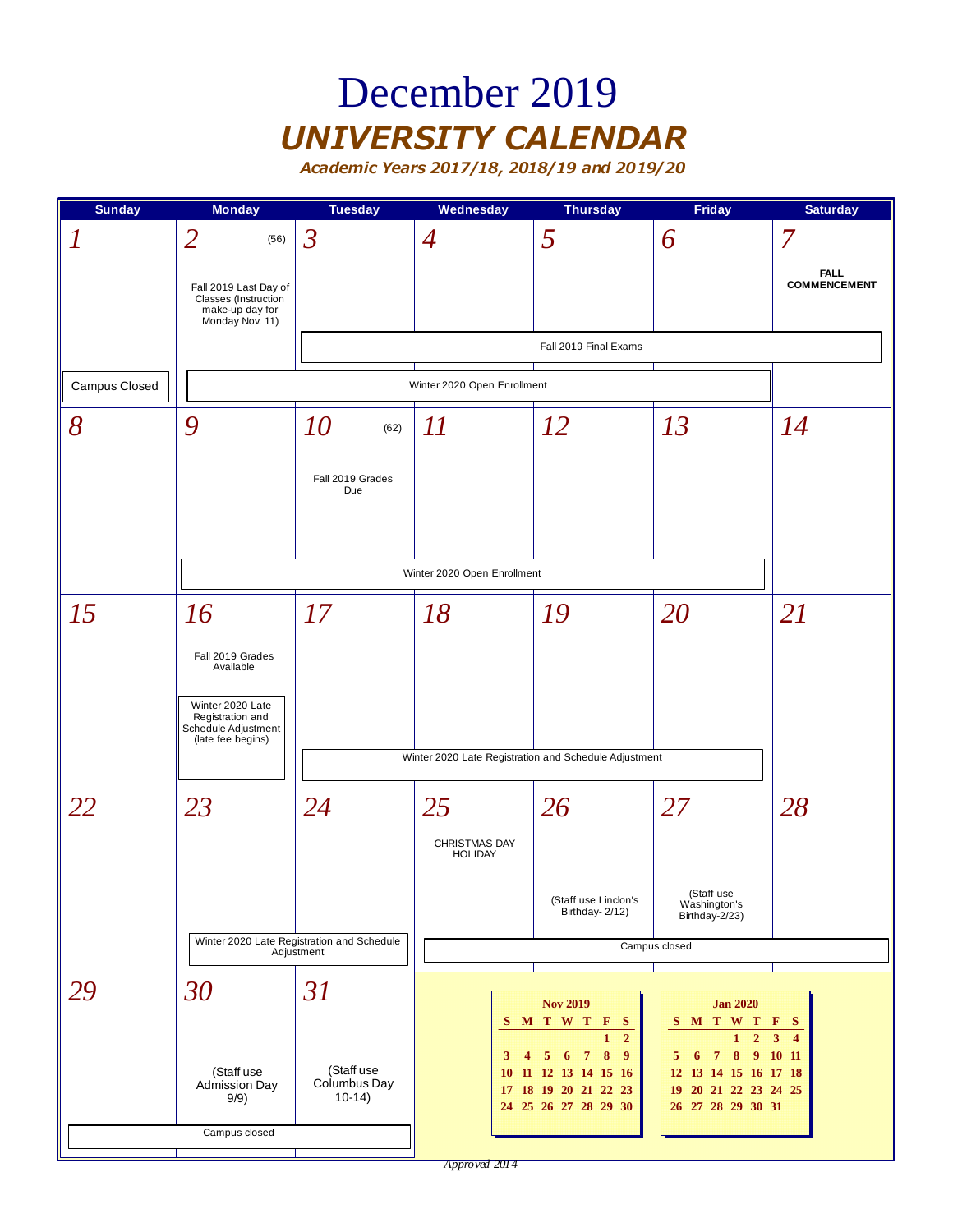# December 2019

## *UNIVERSITY CALENDAR*

***Academic Years 2017/18, 2018/19 and 2019/20***

| Sunday | Monday | Tuesday | Wednesday | Thursday | Friday | Saturday |
|---|---|---|---|---|---|---|
| 1<br>Campus Closed | 2 (56)<br>Fall 2019 Last Day of Classes (Instruction make-up day for Monday Nov. 11) | 3 | 4 | 5 | 6 | 7<br>**FALL COMMENCEMENT** |
| 8 | 9 | 10 (62)<br>Fall 2019 Grades Due | 11 | 12 | 13 | 14 |
| 15 | 16<br>Fall 2019 Grades Available<br>Winter 2020 Late Registration and Schedule Adjustment (late fee begins) | 17 | 18 | 19 | 20 | 21 |
| 22 | 23 | 24 | 25<br>CHRISTMAS DAY HOLIDAY | 26<br>(Staff use Linclon's Birthday- 2/12) | 27<br>(Staff use Washington's Birthday-2/23) | 28 |
| 29 | 30<br>(Staff use Admission Day 9/9) | 31<br>(Staff use Columbus Day 10-14) | | | | |

Spanning events:
- Fall 2019 Final Exams: Dec 3 – Dec 7
- Winter 2020 Open Enrollment: Dec 2 – Dec 6; Dec 9 – Dec 13
- Winter 2020 Late Registration and Schedule Adjustment: Dec 17 – Dec 20; Dec 23 – Dec 24
- Campus closed: Dec 25 – Dec 28; Dec 29 – Dec 31

**Nov 2019**

| S | M | T | W | T | F | S |
|---|---|---|---|---|---|---|
| | | | | | 1 | 2 |
| 3 | 4 | 5 | 6 | 7 | 8 | 9 |
| 10 | 11 | 12 | 13 | 14 | 15 | 16 |
| 17 | 18 | 19 | 20 | 21 | 22 | 23 |
| 24 | 25 | 26 | 27 | 28 | 29 | 30 |

**Jan 2020**

| S | M | T | W | T | F | S |
|---|---|---|---|---|---|---|
| | | | 1 | 2 | 3 | 4 |
| 5 | 6 | 7 | 8 | 9 | 10 | 11 |
| 12 | 13 | 14 | 15 | 16 | 17 | 18 |
| 19 | 20 | 21 | 22 | 23 | 24 | 25 |
| 26 | 27 | 28 | 29 | 30 | 31 | |

*Approved 2014*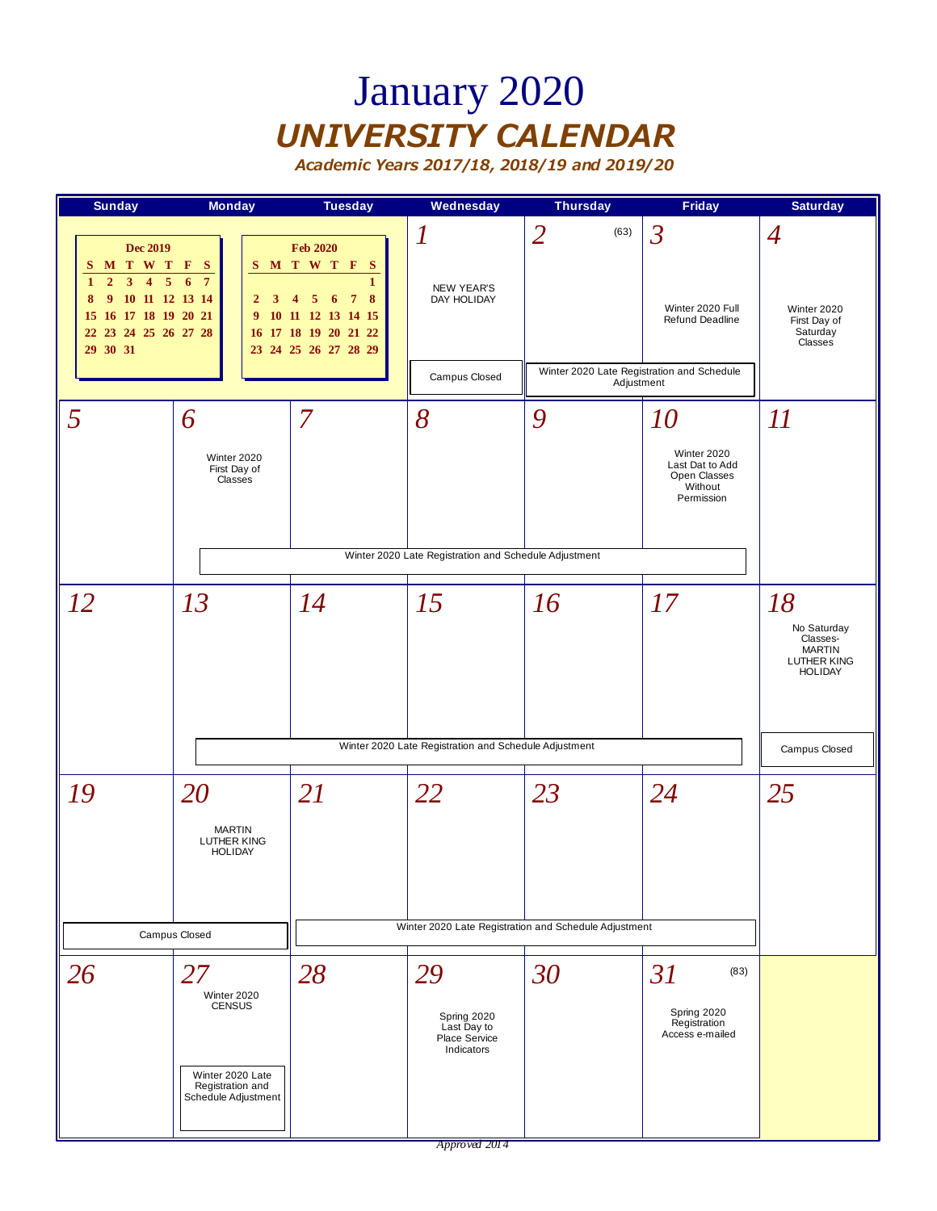# January 2020

## UNIVERSITY CALENDAR

### Academic Years 2017/18, 2018/19 and 2019/20

**Dec 2019**

| S | M | T | W | T | F | S |
|---|---|---|---|---|---|---|
| 1 | 2 | 3 | 4 | 5 | 6 | 7 |
| 8 | 9 | 10 | 11 | 12 | 13 | 14 |
| 15 | 16 | 17 | 18 | 19 | 20 | 21 |
| 22 | 23 | 24 | 25 | 26 | 27 | 28 |
| 29 | 30 | 31 | | | | |

**Feb 2020**

| S | M | T | W | T | F | S |
|---|---|---|---|---|---|---|
| | | | | | | 1 |
| 2 | 3 | 4 | 5 | 6 | 7 | 8 |
| 9 | 10 | 11 | 12 | 13 | 14 | 15 |
| 16 | 17 | 18 | 19 | 20 | 21 | 22 |
| 23 | 24 | 25 | 26 | 27 | 28 | 29 |

| Sunday | Monday | Tuesday | Wednesday | Thursday | Friday | Saturday |
|---|---|---|---|---|---|---|
| | | | 1 NEW YEAR'S DAY HOLIDAY; Campus Closed | 2 (63) Winter 2020 Late Registration and Schedule Adjustment | 3 Winter 2020 Full Refund Deadline; Winter 2020 Late Registration and Schedule Adjustment | 4 Winter 2020 First Day of Saturday Classes |
| 5 | 6 Winter 2020 First Day of Classes; Winter 2020 Late Registration and Schedule Adjustment | 7 Winter 2020 Late Registration and Schedule Adjustment | 8 Winter 2020 Late Registration and Schedule Adjustment | 9 Winter 2020 Late Registration and Schedule Adjustment | 10 Winter 2020 Last Dat to Add Open Classes Without Permission; Winter 2020 Late Registration and Schedule Adjustment | 11 |
| 12 | 13 Winter 2020 Late Registration and Schedule Adjustment | 14 Winter 2020 Late Registration and Schedule Adjustment | 15 Winter 2020 Late Registration and Schedule Adjustment | 16 Winter 2020 Late Registration and Schedule Adjustment | 17 Winter 2020 Late Registration and Schedule Adjustment | 18 No Saturday Classes- MARTIN LUTHER KING HOLIDAY; Campus Closed |
| 19 Campus Closed | 20 MARTIN LUTHER KING HOLIDAY; Campus Closed | 21 Winter 2020 Late Registration and Schedule Adjustment | 22 Winter 2020 Late Registration and Schedule Adjustment | 23 Winter 2020 Late Registration and Schedule Adjustment | 24 Winter 2020 Late Registration and Schedule Adjustment | 25 |
| 26 | 27 Winter 2020 CENSUS; Winter 2020 Late Registration and Schedule Adjustment | 28 | 29 Spring 2020 Last Day to Place Service Indicators | 30 | 31 (83) Spring 2020 Registration Access e-mailed | |

Approved 2014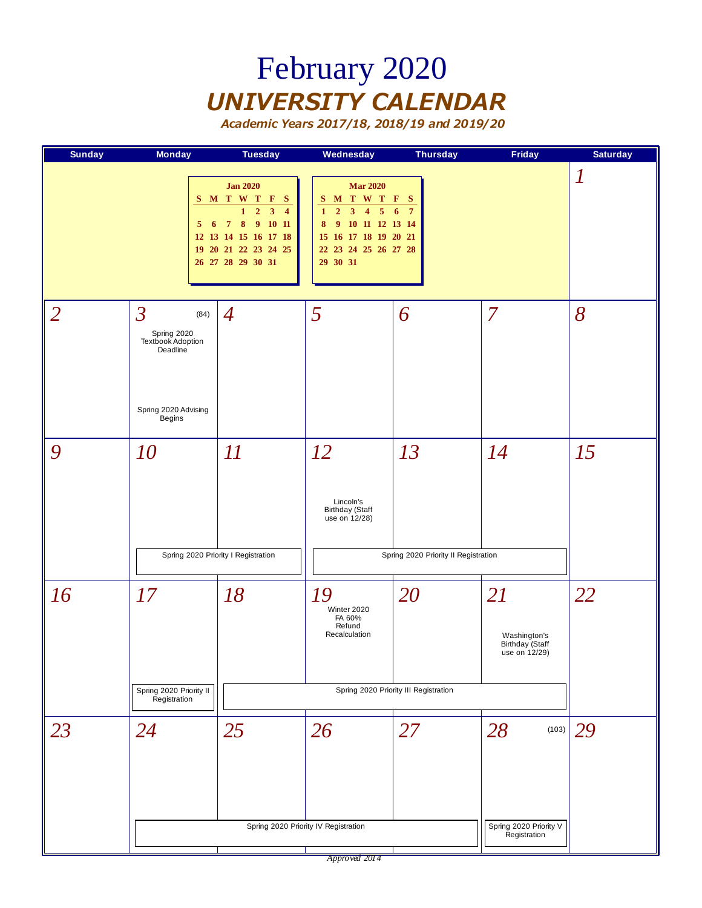# February 2020

## *UNIVERSITY CALENDAR*

***Academic Years 2017/18, 2018/19 and 2019/20***

**Jan 2020**

| S | M | T | W | T | F | S |
|---|---|---|---|---|---|---|
| | | | 1 | 2 | 3 | 4 |
| 5 | 6 | 7 | 8 | 9 | 10 | 11 |
| 12 | 13 | 14 | 15 | 16 | 17 | 18 |
| 19 | 20 | 21 | 22 | 23 | 24 | 25 |
| 26 | 27 | 28 | 29 | 30 | 31 | |

**Mar 2020**

| S | M | T | W | T | F | S |
|---|---|---|---|---|---|---|
| 1 | 2 | 3 | 4 | 5 | 6 | 7 |
| 8 | 9 | 10 | 11 | 12 | 13 | 14 |
| 15 | 16 | 17 | 18 | 19 | 20 | 21 |
| 22 | 23 | 24 | 25 | 26 | 27 | 28 |
| 29 | 30 | 31 | | | | |

| Sunday | Monday | Tuesday | Wednesday | Thursday | Friday | Saturday |
|---|---|---|---|---|---|---|
| | | | | | | 1 |
| 2 | 3 (84) Spring 2020 Textbook Adoption Deadline; Spring 2020 Advising Begins | 4 | 5 | 6 | 7 | 8 |
| 9 | 10 Spring 2020 Priority I Registration | 11 Spring 2020 Priority I Registration | 12 Lincoln's Birthday (Staff use on 12/28); Spring 2020 Priority II Registration | 13 Spring 2020 Priority II Registration | 14 Spring 2020 Priority II Registration | 15 |
| 16 | 17 Spring 2020 Priority II Registration | 18 Spring 2020 Priority III Registration | 19 Winter 2020 FA 60% Refund Recalculation; Spring 2020 Priority III Registration | 20 Spring 2020 Priority III Registration | 21 Washington's Birthday (Staff use on 12/29); Spring 2020 Priority III Registration | 22 |
| 23 | 24 Spring 2020 Priority IV Registration | 25 Spring 2020 Priority IV Registration | 26 Spring 2020 Priority IV Registration | 27 Spring 2020 Priority IV Registration | 28 (103) Spring 2020 Priority V Registration | 29 |

*Approved 2014*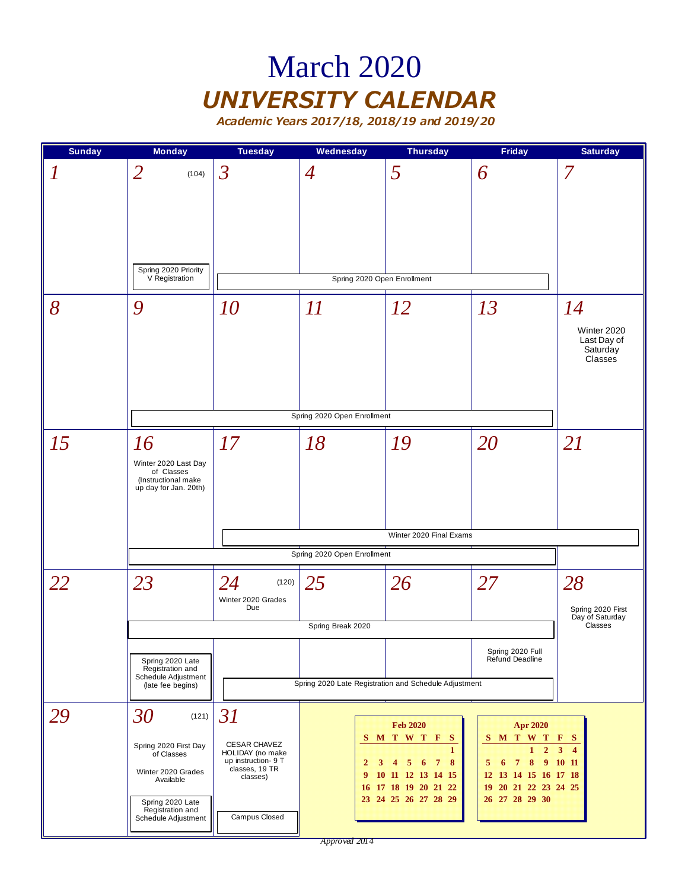# March 2020

## *UNIVERSITY CALENDAR*

***Academic Years 2017/18, 2018/19 and 2019/20***

| Sunday | Monday | Tuesday | Wednesday | Thursday | Friday | Saturday |
|---|---|---|---|---|---|---|
| 1 | 2 (104)<br>Spring 2020 Priority V Registration | 3<br>Spring 2020 Open Enrollment | 4<br>Spring 2020 Open Enrollment | 5<br>Spring 2020 Open Enrollment | 6<br>Spring 2020 Open Enrollment | 7 |
| 8 | 9<br>Spring 2020 Open Enrollment | 10<br>Spring 2020 Open Enrollment | 11<br>Spring 2020 Open Enrollment | 12<br>Spring 2020 Open Enrollment | 13<br>Spring 2020 Open Enrollment | 14<br>Winter 2020 Last Day of Saturday Classes |
| 15 | 16<br>Winter 2020 Last Day of Classes (Instructional make up day for Jan. 20th)<br>Spring 2020 Open Enrollment | 17<br>Winter 2020 Final Exams<br>Spring 2020 Open Enrollment | 18<br>Winter 2020 Final Exams<br>Spring 2020 Open Enrollment | 19<br>Winter 2020 Final Exams<br>Spring 2020 Open Enrollment | 20<br>Winter 2020 Final Exams<br>Spring 2020 Open Enrollment | 21<br>Winter 2020 Final Exams |
| 22 | 23<br>Spring Break 2020<br>Spring 2020 Late Registration and Schedule Adjustment (late fee begins) | 24 (120)<br>Winter 2020 Grades Due<br>Spring Break 2020<br>Spring 2020 Late Registration and Schedule Adjustment | 25<br>Spring Break 2020<br>Spring 2020 Late Registration and Schedule Adjustment | 26<br>Spring Break 2020<br>Spring 2020 Late Registration and Schedule Adjustment | 27<br>Spring Break 2020<br>Spring 2020 Full Refund Deadline<br>Spring 2020 Late Registration and Schedule Adjustment | 28<br>Spring 2020 First Day of Saturday Classes |
| 29 | 30 (121)<br>Spring 2020 First Day of Classes<br>Winter 2020 Grades Available<br>Spring 2020 Late Registration and Schedule Adjustment | 31<br>CESAR CHAVEZ HOLIDAY (no make up instruction- 9 T classes, 19 TR classes)<br>Campus Closed | | | | |

**Feb 2020**

| S | M | T | W | T | F | S |
|---|---|---|---|---|---|---|
| | | | | | | 1 |
| 2 | 3 | 4 | 5 | 6 | 7 | 8 |
| 9 | 10 | 11 | 12 | 13 | 14 | 15 |
| 16 | 17 | 18 | 19 | 20 | 21 | 22 |
| 23 | 24 | 25 | 26 | 27 | 28 | 29 |

**Apr 2020**

| S | M | T | W | T | F | S |
|---|---|---|---|---|---|---|
| | | | 1 | 2 | 3 | 4 |
| 5 | 6 | 7 | 8 | 9 | 10 | 11 |
| 12 | 13 | 14 | 15 | 16 | 17 | 18 |
| 19 | 20 | 21 | 22 | 23 | 24 | 25 |
| 26 | 27 | 28 | 29 | 30 | | |

*Approved 2014*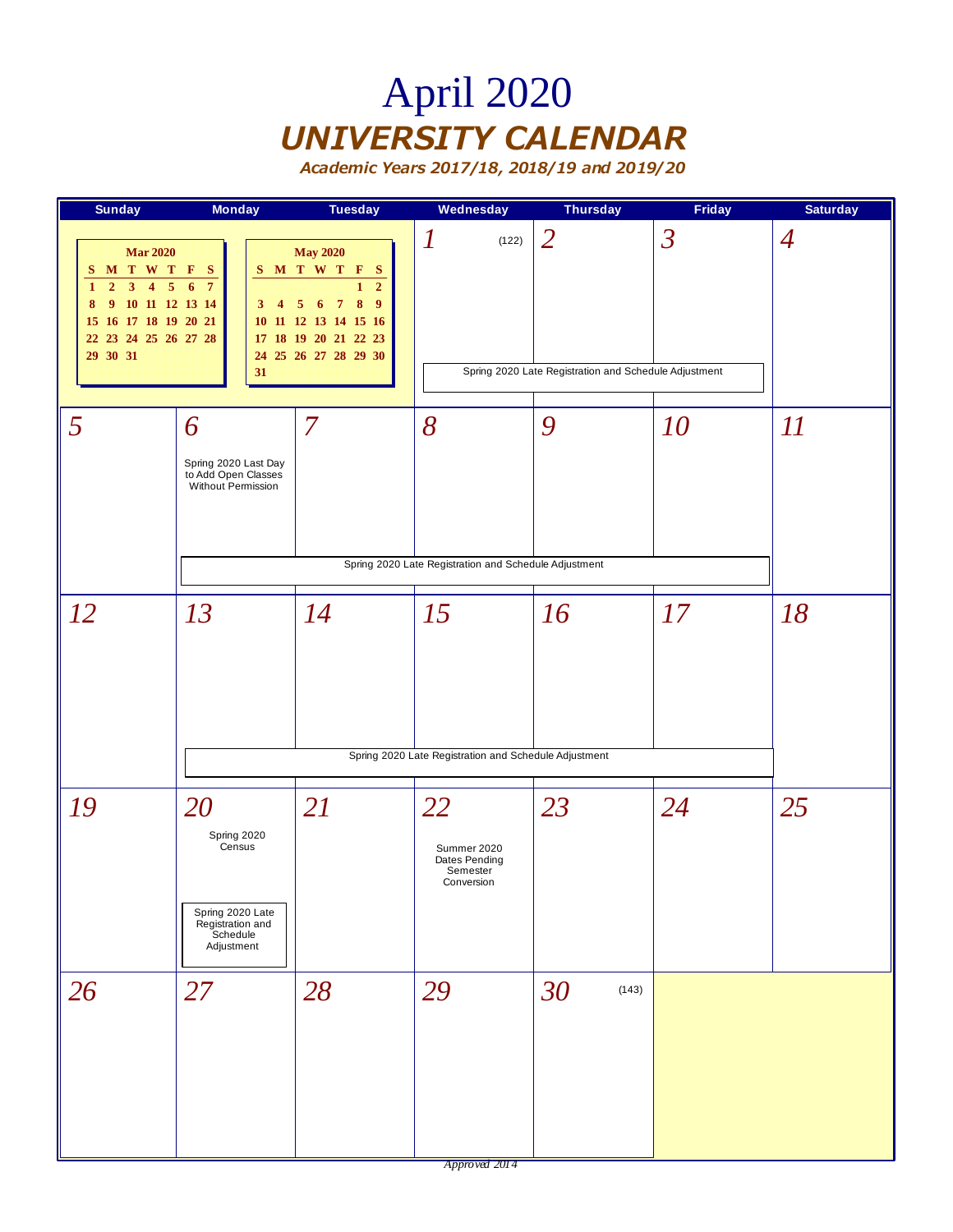# April 2020

## UNIVERSITY CALENDAR

***Academic Years 2017/18, 2018/19 and 2019/20***

**Mar 2020**

| S | M | T | W | T | F | S |
|---|---|---|---|---|---|---|
| 1 | 2 | 3 | 4 | 5 | 6 | 7 |
| 8 | 9 | 10 | 11 | 12 | 13 | 14 |
| 15 | 16 | 17 | 18 | 19 | 20 | 21 |
| 22 | 23 | 24 | 25 | 26 | 27 | 28 |
| 29 | 30 | 31 | | | | |

**May 2020**

| S | M | T | W | T | F | S |
|---|---|---|---|---|---|---|
| | | | | | 1 | 2 |
| 3 | 4 | 5 | 6 | 7 | 8 | 9 |
| 10 | 11 | 12 | 13 | 14 | 15 | 16 |
| 17 | 18 | 19 | 20 | 21 | 22 | 23 |
| 24 | 25 | 26 | 27 | 28 | 29 | 30 |
| 31 | | | | | | |

| Sunday | Monday | Tuesday | Wednesday | Thursday | Friday | Saturday |
|---|---|---|---|---|---|---|
| | | | 1 (122) Spring 2020 Late Registration and Schedule Adjustment | 2 Spring 2020 Late Registration and Schedule Adjustment | 3 Spring 2020 Late Registration and Schedule Adjustment | 4 |
| 5 | 6 Spring 2020 Last Day to Add Open Classes Without Permission; Spring 2020 Late Registration and Schedule Adjustment | 7 Spring 2020 Late Registration and Schedule Adjustment | 8 Spring 2020 Late Registration and Schedule Adjustment | 9 Spring 2020 Late Registration and Schedule Adjustment | 10 Spring 2020 Late Registration and Schedule Adjustment | 11 |
| 12 | 13 Spring 2020 Late Registration and Schedule Adjustment | 14 Spring 2020 Late Registration and Schedule Adjustment | 15 Spring 2020 Late Registration and Schedule Adjustment | 16 Spring 2020 Late Registration and Schedule Adjustment | 17 Spring 2020 Late Registration and Schedule Adjustment | 18 |
| 19 | 20 Spring 2020 Census; Spring 2020 Late Registration and Schedule Adjustment | 21 | 22 Summer 2020 Dates Pending Semester Conversion | 23 | 24 | 25 |
| 26 | 27 | 28 | 29 | 30 (143) | | |

*Approved 2014*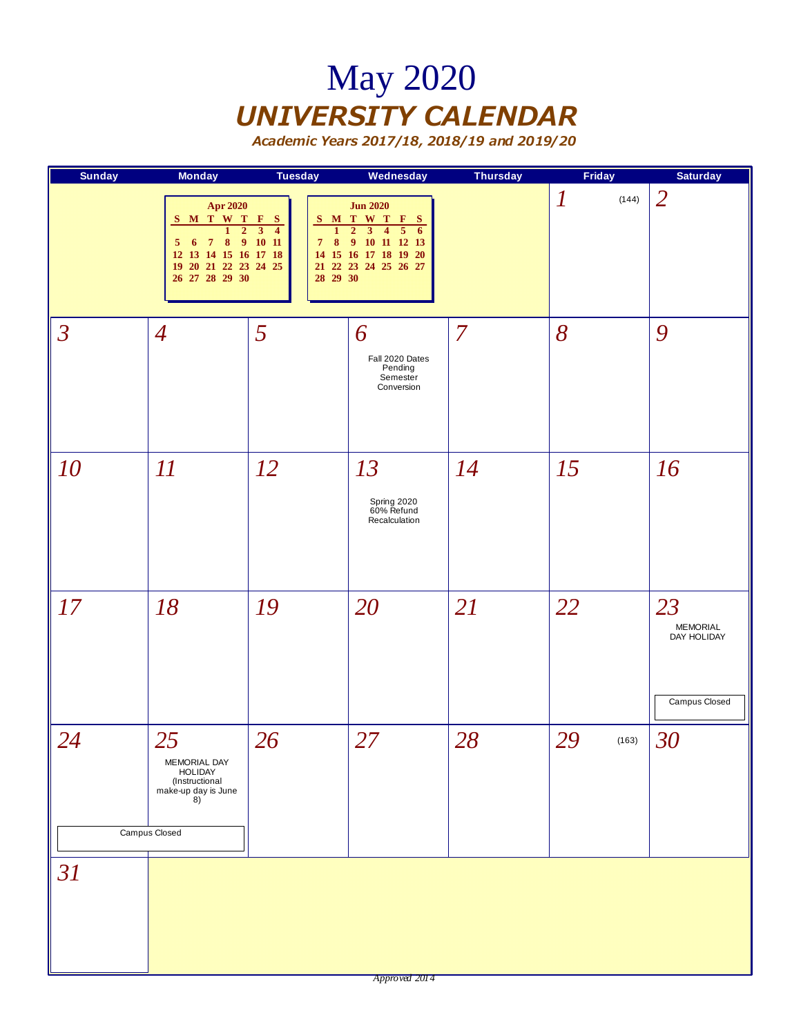# May 2020

## *UNIVERSITY CALENDAR*

***Academic Years 2017/18, 2018/19 and 2019/20***

| Sunday | Monday | Tuesday | Wednesday | Thursday | Friday | Saturday |
|---|---|---|---|---|---|---|
| | | | | | 1 (144) | 2 |
| 3 | 4 | 5 | 6 Fall 2020 Dates Pending Semester Conversion | 7 | 8 | 9 |
| 10 | 11 | 12 | 13 Spring 2020 60% Refund Recalculation | 14 | 15 | 16 |
| 17 | 18 | 19 | 20 | 21 | 22 | 23 MEMORIAL DAY HOLIDAY Campus Closed |
| 24 | 25 MEMORIAL DAY HOLIDAY (Instructional make-up day is June 8) Campus Closed | 26 | 27 | 28 | 29 (163) | 30 |
| 31 | | | | | | |

**Apr 2020**

| S | M | T | W | T | F | S |
|---|---|---|---|---|---|---|
| | | | 1 | 2 | 3 | 4 |
| 5 | 6 | 7 | 8 | 9 | 10 | 11 |
| 12 | 13 | 14 | 15 | 16 | 17 | 18 |
| 19 | 20 | 21 | 22 | 23 | 24 | 25 |
| 26 | 27 | 28 | 29 | 30 | | |

**Jun 2020**

| S | M | T | W | T | F | S |
|---|---|---|---|---|---|---|
| | 1 | 2 | 3 | 4 | 5 | 6 |
| 7 | 8 | 9 | 10 | 11 | 12 | 13 |
| 14 | 15 | 16 | 17 | 18 | 19 | 20 |
| 21 | 22 | 23 | 24 | 25 | 26 | 27 |
| 28 | 29 | 30 | | | | |

*Approved 2014*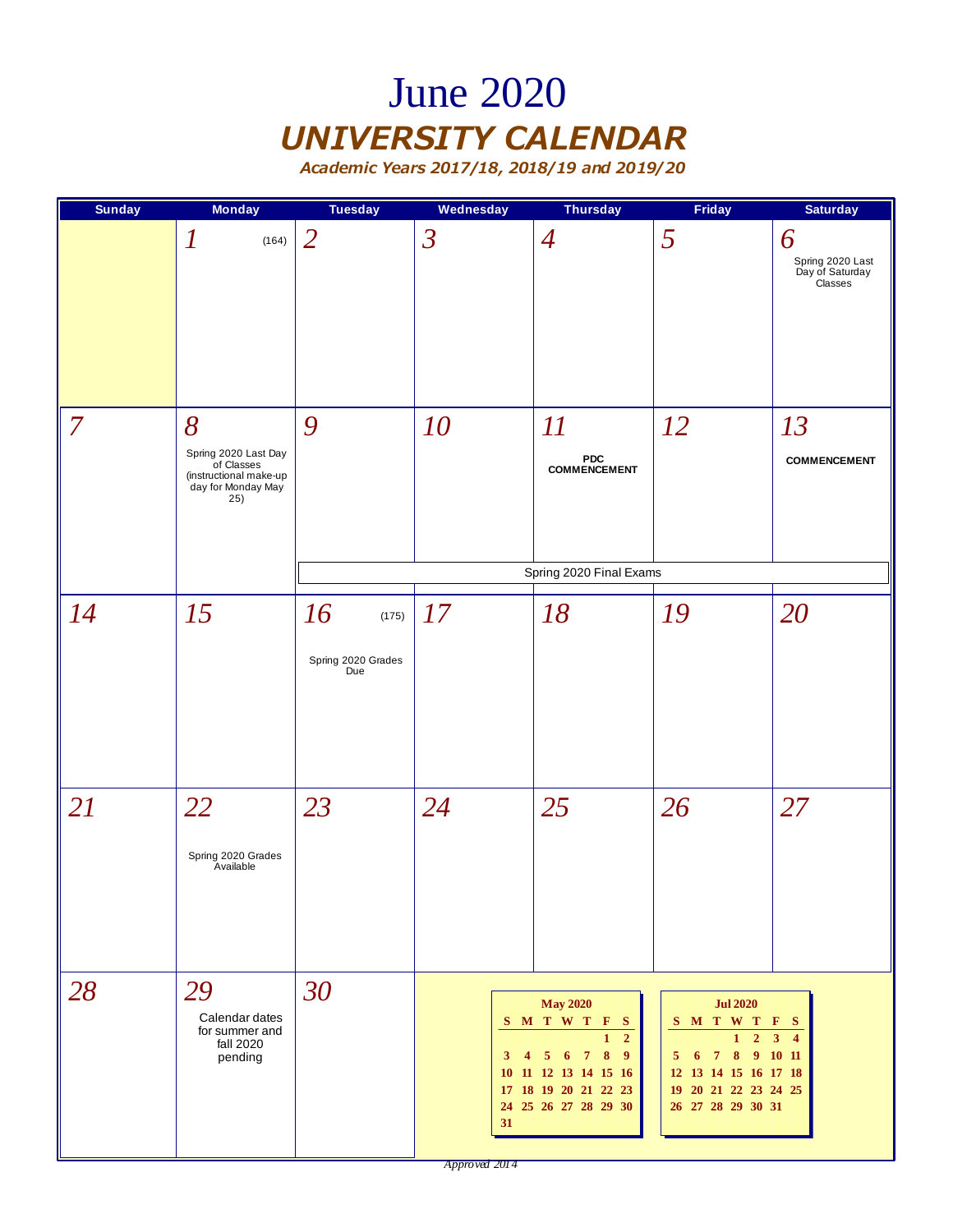# June 2020

## UNIVERSITY CALENDAR

### Academic Years 2017/18, 2018/19 and 2019/20

| Sunday | Monday | Tuesday | Wednesday | Thursday | Friday | Saturday |
|---|---|---|---|---|---|---|
| | 1 (164) | 2 | 3 | 4 | 5 | 6 Spring 2020 Last Day of Saturday Classes |
| 7 | 8 Spring 2020 Last Day of Classes (instructional make-up day for Monday May 25) | 9 | 10 | 11 **PDC COMMENCEMENT** | 12 | 13 **COMMENCEMENT** |
| | | Spring 2020 Final Exams | | | | |
| 14 | 15 | 16 (175) Spring 2020 Grades Due | 17 | 18 | 19 | 20 |
| 21 | 22 Spring 2020 Grades Available | 23 | 24 | 25 | 26 | 27 |
| 28 | 29 Calendar dates for summer and fall 2020 pending | 30 | | | | |

**May 2020**

| S | M | T | W | T | F | S |
|---|---|---|---|---|---|---|
| | | | | | 1 | 2 |
| 3 | 4 | 5 | 6 | 7 | 8 | 9 |
| 10 | 11 | 12 | 13 | 14 | 15 | 16 |
| 17 | 18 | 19 | 20 | 21 | 22 | 23 |
| 24 | 25 | 26 | 27 | 28 | 29 | 30 |
| 31 | | | | | | |

**Jul 2020**

| S | M | T | W | T | F | S |
|---|---|---|---|---|---|---|
| | | | 1 | 2 | 3 | 4 |
| 5 | 6 | 7 | 8 | 9 | 10 | 11 |
| 12 | 13 | 14 | 15 | 16 | 17 | 18 |
| 19 | 20 | 21 | 22 | 23 | 24 | 25 |
| 26 | 27 | 28 | 29 | 30 | 31 | |

*Approved 2014*